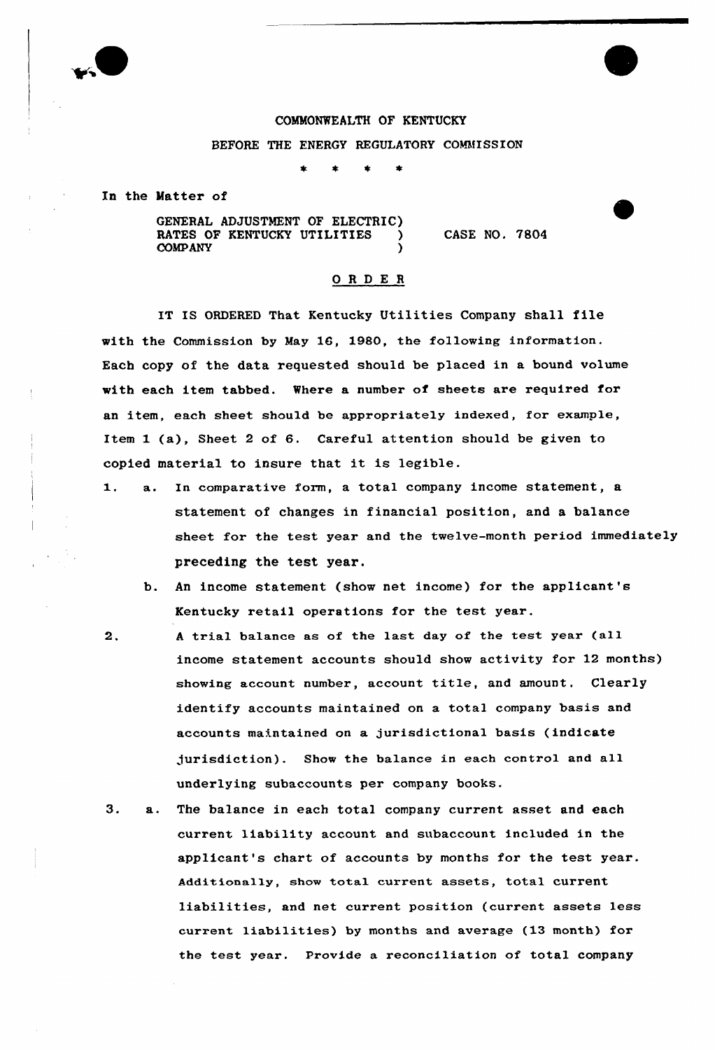COMMONWEALTH OF KENTUCKY

BEFORE THE ENERGY REGULATORY COMMISSION

\* \* \* \*

In the Matter of

GENERAL ADJUSTMENT OF ELECTRIC RATES OF KENTUCKY UTILITIES COMPANY ) CASE NO. 7804

## O R D E R

IT IS ORDERED That Kentucky Utilities Company shall file with the Commission by May 16, 1980, the following information. Each copy of the data requested should be placed in a bound volume with each item tabbed. Where a number of sheets are required for an item, each sheet should be appropriately indexed, for example, Item 1 (a), Sheet 2 of 6. Careful attention should be given to copied material to insure that it is legible.

1. a. In comparative form, a total company income statement, a statement of changes in financial position, and a balance sheet for the test year and the twelve-month period immediately preceding the test year.

   b. An income statement (show net income) for the applicant's Kentucky retail operations for the test year.

2. A trial balance as of the last day of the test year (all income statement accounts should show activity for 12 months) showing account number, account title, and amount. Clearly identify accounts maintained on a total company basis and accounts maintained on a jurisdictional basis (indicate jurisdiction). Show the balance in each control and all underlying subaccounts per company books.

3. a. The balance in each total company current asset and each current liability account and subaccount included in the applicant's chart of accounts by months for the test year. Additionally, show total current assets, total current liabilities, and net current position (current assets less current liabilities) by months and average (13 month) for the test year. Provide a reconciliation of total company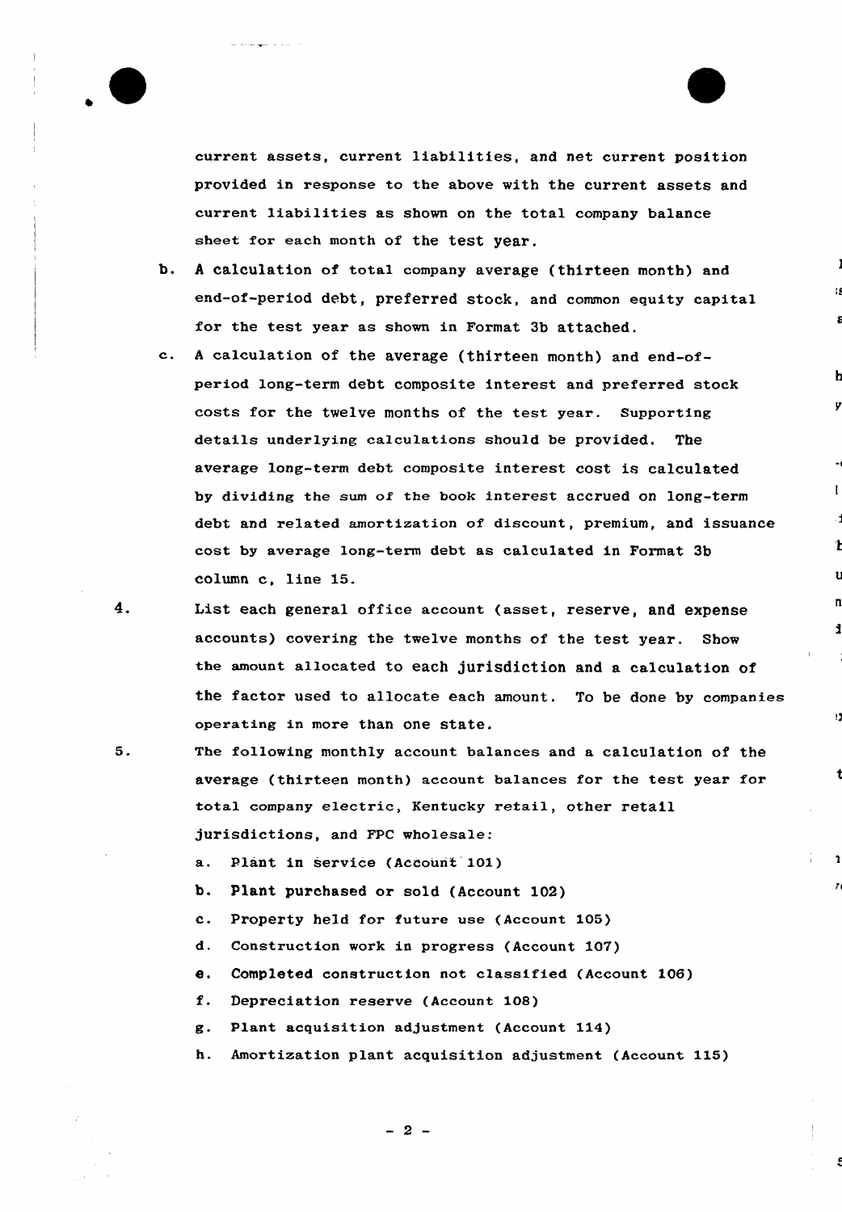current assets, current liabilities, and net current position provided in response to the above with the current assets and current liabilities as shown on the total company balance sheet for each month of the test year.

b. A calculation of total company average (thirteen month) and end-of-period debt, preferred stock, and common equity capital for the test year as shown in Format 3b attached.

c. A calculation of the average (thirteen month) and end-of-period long-term debt composite interest and preferred stock costs for the twelve months of the test year. Supporting details underlying calculations should be provided. The average long-term debt composite interest cost is calculated by dividing the sum of the book interest accrued on long-term debt and related amortization of discount, premium, and issuance cost by average long-term debt as calculated in Format 3b column c, line 15.

4. List each general office account (asset, reserve, and expense accounts) covering the twelve months of the test year. Show the amount allocated to each jurisdiction and a calculation of the factor used to allocate each amount. To be done by companies operating in more than one state.

5. The following monthly account balances and a calculation of the average (thirteen month) account balances for the test year for total company electric, Kentucky retail, other retail jurisdictions, and FPC wholesale:

   a. Plant in Service (Account 101)
   b. Plant purchased or sold (Account 102)
   c. Property held for future use (Account 105)
   d. Construction work in progress (Account 107)
   e. Completed construction not classified (Account 106)
   f. Depreciation reserve (Account 108)
   g. Plant acquisition adjustment (Account 114)
   h. Amortization plant acquisition adjustment (Account 115)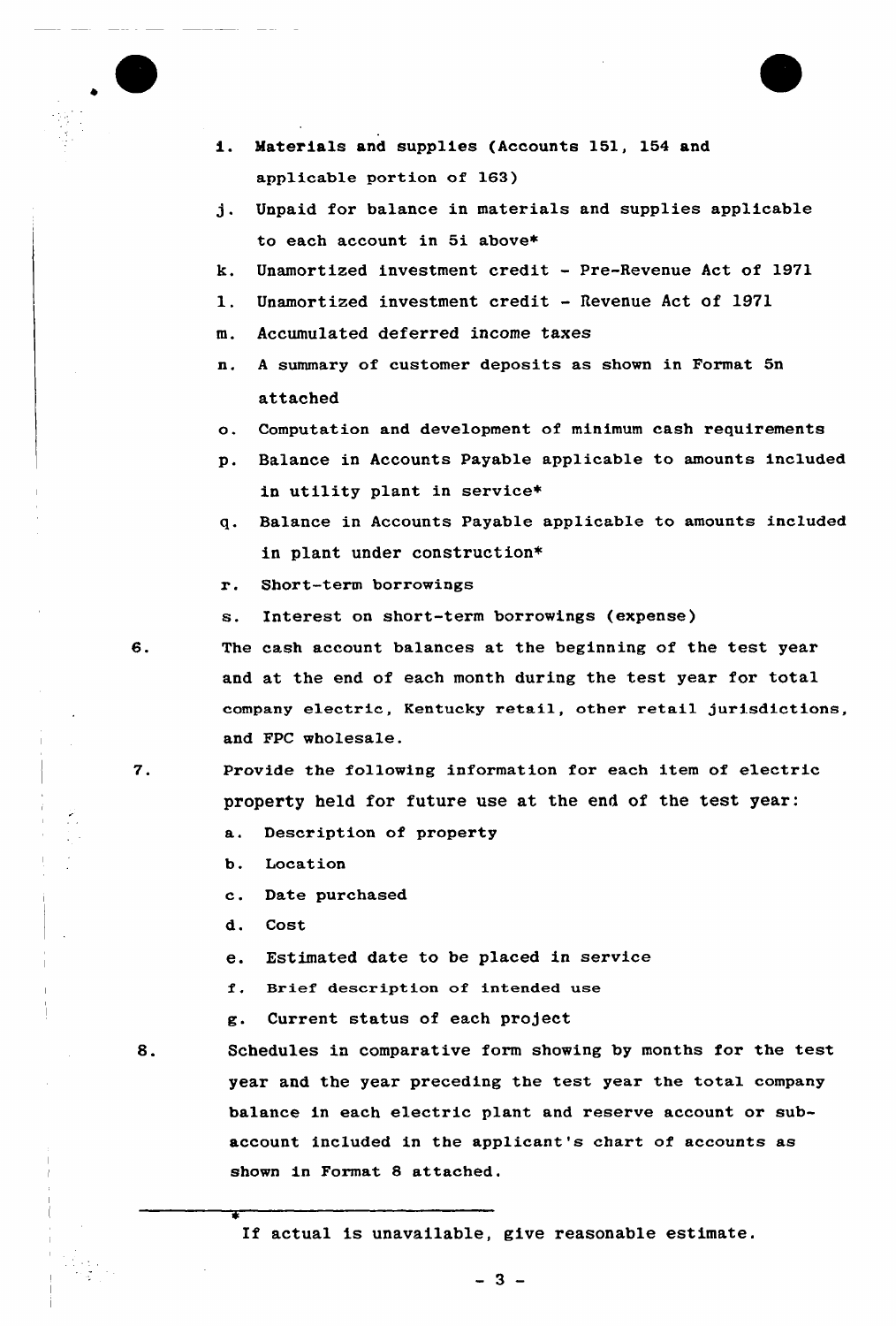i. Materials and supplies (Accounts 151, 154 and applicable portion of 163)

j. Unpaid for balance in materials and supplies applicable to each account in 5i above*

k. Unamortized investment credit - Pre-Revenue Act of 1971

l. Unamortized investment credit - Revenue Act of 1971

m. Accumulated deferred income taxes

n. A summary of customer deposits as shown in Format 5n attached

o. Computation and development of minimum cash requirements

p. Balance in Accounts Payable applicable to amounts included in utility plant in service*

q. Balance in Accounts Payable applicable to amounts included in plant under construction*

r. Short-term borrowings

s. Interest on short-term borrowings (expense)

6. The cash account balances at the beginning of the test year and at the end of each month during the test year for total company electric, Kentucky retail, other retail jurisdictions, and FPC wholesale.

7. Provide the following information for each item of electric property held for future use at the end of the test year:

   a. Description of property
   b. Location
   c. Date purchased
   d. Cost
   e. Estimated date to be placed in service
   f. Brief description of intended use
   g. Current status of each project

8. Schedules in comparative form showing by months for the test year and the year preceding the test year the total company balance in each electric plant and reserve account or sub-account included in the applicant's chart of accounts as shown in Format 8 attached.

---

\* If actual is unavailable, give reasonable estimate.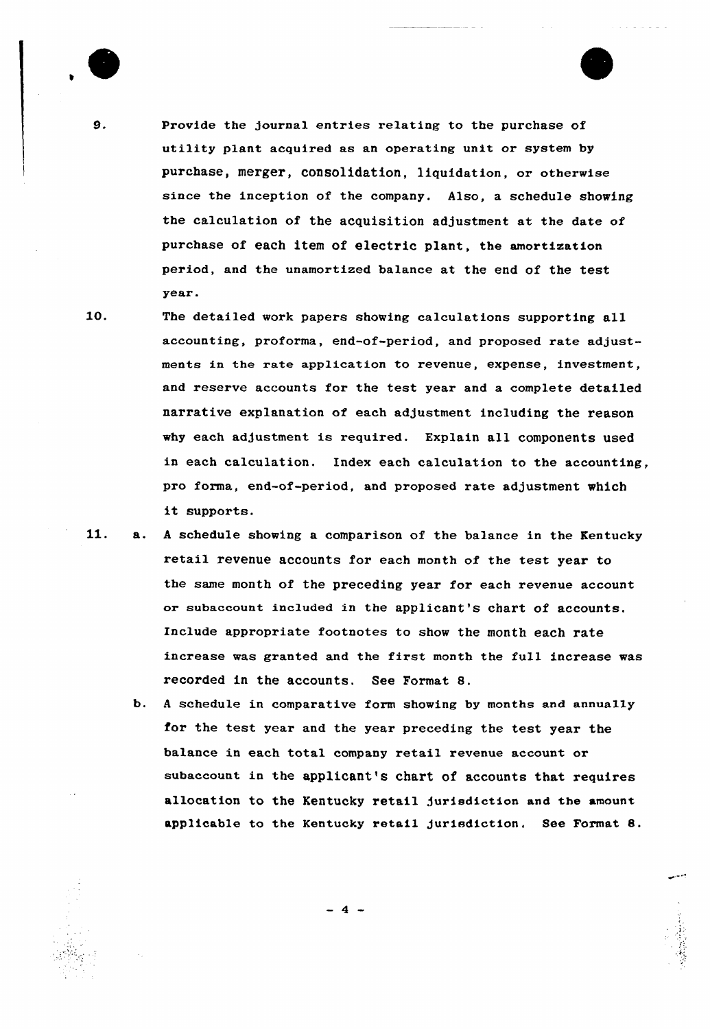9. Provide the journal entries relating to the purchase of utility plant acquired as an operating unit or system by purchase, merger, consolidation, liquidation, or otherwise since the inception of the company. Also, a schedule showing the calculation of the acquisition adjustment at the date of purchase of each item of electric plant, the amortization period, and the unamortized balance at the end of the test year.

10. The detailed work papers showing calculations supporting all accounting, proforma, end-of-period, and proposed rate adjustments in the rate application to revenue, expense, investment, and reserve accounts for the test year and a complete detailed narrative explanation of each adjustment including the reason why each adjustment is required. Explain all components used in each calculation. Index each calculation to the accounting, pro forma, end-of-period, and proposed rate adjustment which it supports.

11. a. A schedule showing a comparison of the balance in the Kentucky retail revenue accounts for each month of the test year to the same month of the preceding year for each revenue account or subaccount included in the applicant's chart of accounts. Include appropriate footnotes to show the month each rate increase was granted and the first month the full increase was recorded in the accounts. See Format 8.

    b. A schedule in comparative form showing by months and annually for the test year and the year preceding the test year the balance in each total company retail revenue account or subaccount in the applicant's chart of accounts that requires allocation to the Kentucky retail jurisdiction and the amount applicable to the Kentucky retail jurisdiction. See Format 8.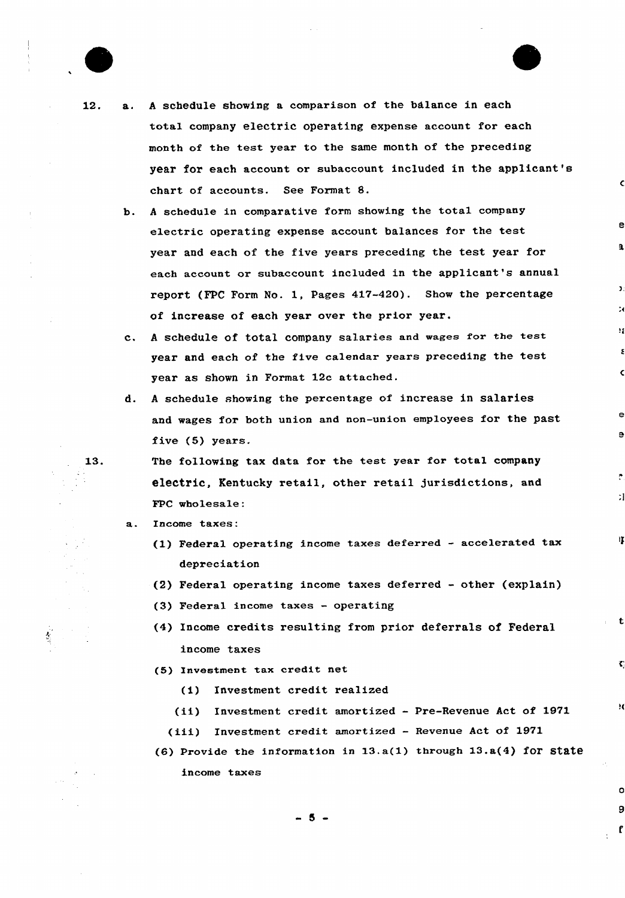12. a. A schedule showing a comparison of the balance in each total company electric operating expense account for each month of the test year to the same month of the preceding year for each account or subaccount included in the applicant's chart of accounts. See Format 8.

    b. A schedule in comparative form showing the total company electric operating expense account balances for the test year and each of the five years preceding the test year for each account or subaccount included in the applicant's annual report (FPC Form No. 1, Pages 417-420). Show the percentage of increase of each year over the prior year.

    c. A schedule of total company salaries and wages for the test year and each of the five calendar years preceding the test year as shown in Format 12c attached.

    d. A schedule showing the percentage of increase in salaries and wages for both union and non-union employees for the past five (5) years.

13. The following tax data for the test year for total company electric, Kentucky retail, other retail jurisdictions, and FPC wholesale:

    a. Income taxes:

       (1) Federal operating income taxes deferred - accelerated tax depreciation

       (2) Federal operating income taxes deferred - other (explain)

       (3) Federal income taxes - operating

       (4) Income credits resulting from prior deferrals of Federal income taxes

       (5) Investment tax credit net

          (i) Investment credit realized

          (ii) Investment credit amortized - Pre-Revenue Act of 1971

          (iii) Investment credit amortized - Revenue Act of 1971

       (6) Provide the information in 13.a(1) through 13.a(4) for state income taxes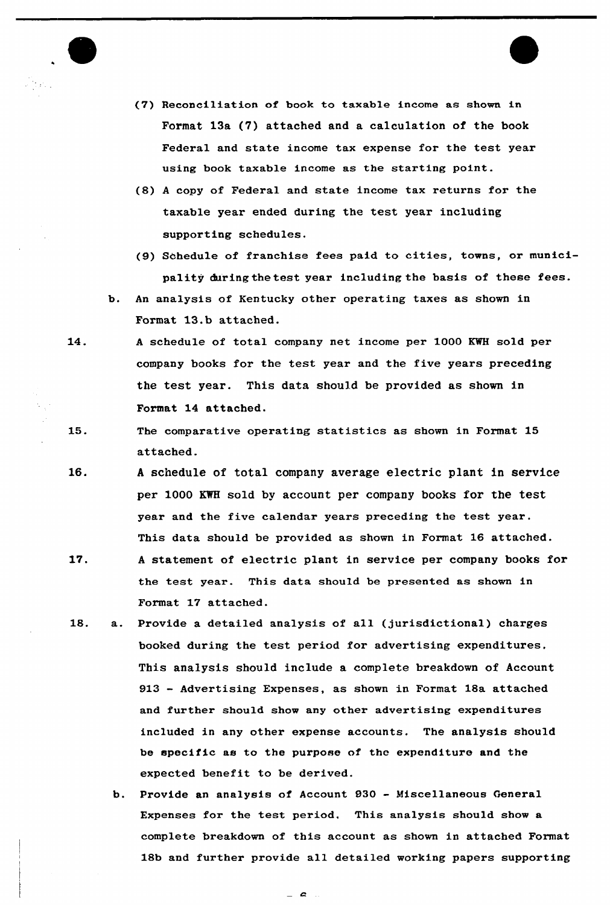(7) Reconciliation of book to taxable income as shown in Format 13a (7) attached and a calculation of the book Federal and state income tax expense for the test year using book taxable income as the starting point.

(8) A copy of Federal and state income tax returns for the taxable year ended during the test year including supporting schedules.

(9) Schedule of franchise fees paid to cities, towns, or municipality during the test year including the basis of these fees.

b. An analysis of Kentucky other operating taxes as shown in Format 13.b attached.

14. A schedule of total company net income per 1000 KWH sold per company books for the test year and the five years preceding the test year. This data should be provided as shown in Format 14 attached.

15. The comparative operating statistics as shown in Format 15 attached.

16. A schedule of total company average electric plant in service per 1000 KWH sold by account per company books for the test year and the five calendar years preceding the test year. This data should be provided as shown in Format 16 attached.

17. A statement of electric plant in service per company books for the test year. This data should be presented as shown in Format 17 attached.

18. a. Provide a detailed analysis of all (jurisdictional) charges booked during the test period for advertising expenditures. This analysis should include a complete breakdown of Account 913 - Advertising Expenses, as shown in Format 18a attached and further should show any other advertising expenditures included in any other expense accounts. The analysis should be specific as to the purpose of the expenditure and the expected benefit to be derived.

b. Provide an analysis of Account 930 - Miscellaneous General Expenses for the test period. This analysis should show a complete breakdown of this account as shown in attached Format 18b and further provide all detailed working papers supporting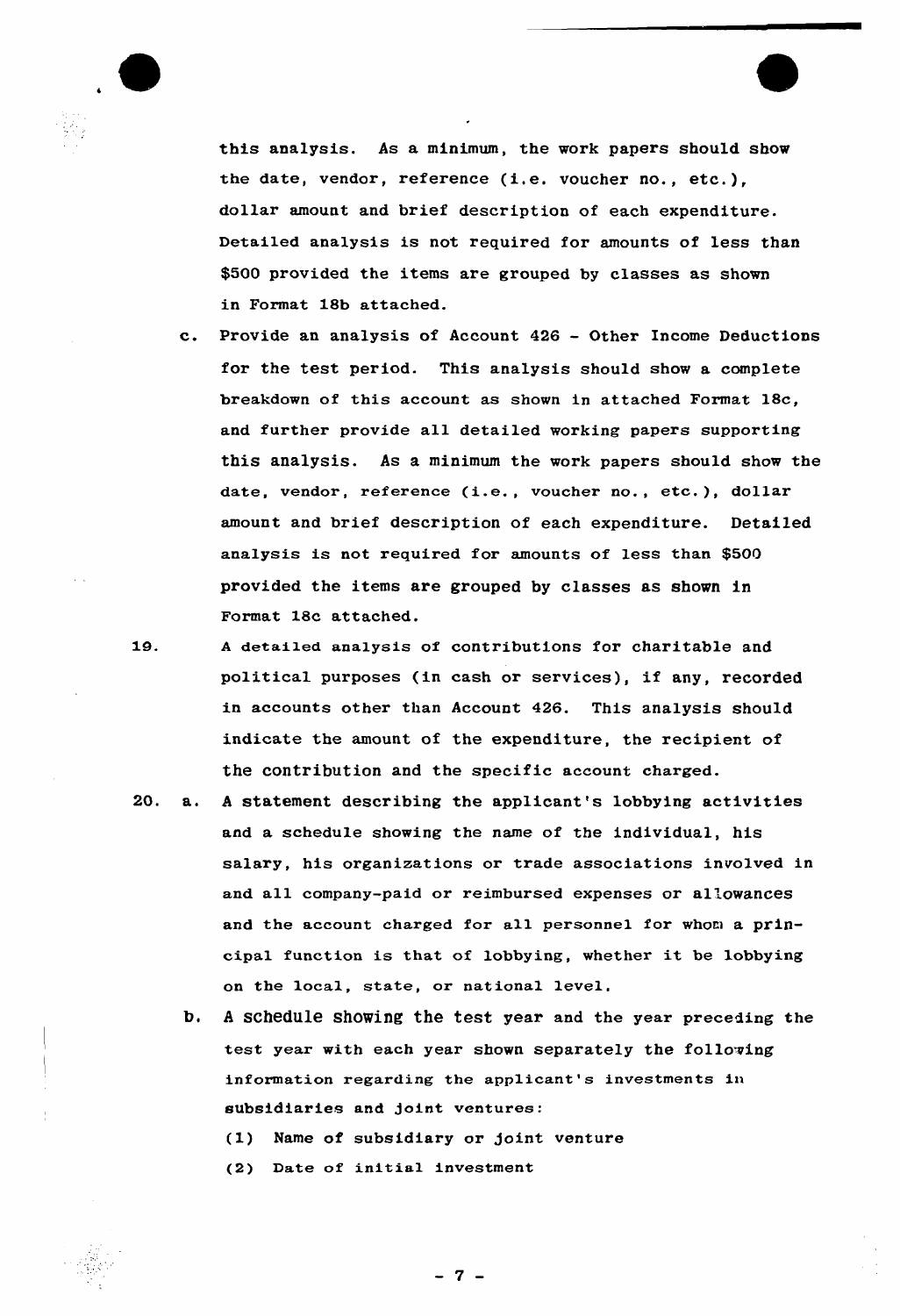this analysis. As a minimum, the work papers should show the date, vendor, reference (i.e. voucher no., etc.), dollar amount and brief description of each expenditure. Detailed analysis is not required for amounts of less than $500 provided the items are grouped by classes as shown in Format 18b attached.

c. Provide an analysis of Account 426 - Other Income Deductions for the test period. This analysis should show a complete breakdown of this account as shown in attached Format 18c, and further provide all detailed working papers supporting this analysis. As a minimum the work papers should show the date, vendor, reference (i.e., voucher no., etc.), dollar amount and brief description of each expenditure. Detailed analysis is not required for amounts of less than $500 provided the items are grouped by classes as shown in Format 18c attached.

19. A detailed analysis of contributions for charitable and political purposes (in cash or services), if any, recorded in accounts other than Account 426. This analysis should indicate the amount of the expenditure, the recipient of the contribution and the specific account charged.

20. a. A statement describing the applicant's lobbying activities and a schedule showing the name of the individual, his salary, his organizations or trade associations involved in and all company-paid or reimbursed expenses or allowances and the account charged for all personnel for whom a principal function is that of lobbying, whether it be lobbying on the local, state, or national level.

b. A schedule showing the test year and the year preceding the test year with each year shown separately the following information regarding the applicant's investments in subsidiaries and joint ventures:

(1) Name of subsidiary or joint venture

(2) Date of initial investment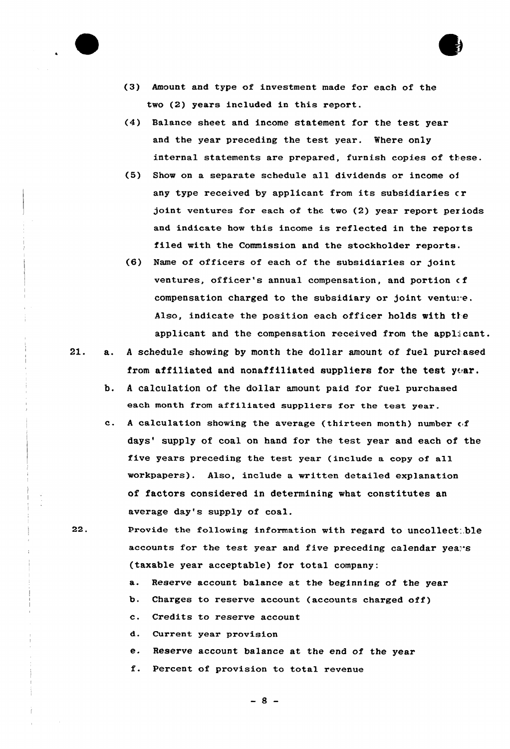(3) Amount and type of investment made for each of the two (2) years included in this report.

(4) Balance sheet and income statement for the test year and the year preceding the test year. Where only internal statements are prepared, furnish copies of these.

(5) Show on a separate schedule all dividends or income of any type received by applicant from its subsidiaries or joint ventures for each of the two (2) year report periods and indicate how this income is reflected in the reports filed with the Commission and the stockholder reports.

(6) Name of officers of each of the subsidiaries or joint ventures, officer's annual compensation, and portion of compensation charged to the subsidiary or joint venture. Also, indicate the position each officer holds with the applicant and the compensation received from the applicant.

21. a. A schedule showing by month the dollar amount of fuel purchased from affiliated and nonaffiliated suppliers for the test year.

b. A calculation of the dollar amount paid for fuel purchased each month from affiliated suppliers for the test year.

c. A calculation showing the average (thirteen month) number of days' supply of coal on hand for the test year and each of the five years preceding the test year (include a copy of all workpapers). Also, include a written detailed explanation of factors considered in determining what constitutes an average day's supply of coal.

22. Provide the following information with regard to uncollectible accounts for the test year and five preceding calendar years (taxable year acceptable) for total company:

a. Reserve account balance at the beginning of the year

b. Charges to reserve account (accounts charged off)

c. Credits to reserve account

d. Current year provision

e. Reserve account balance at the end of the year

f. Percent of provision to total revenue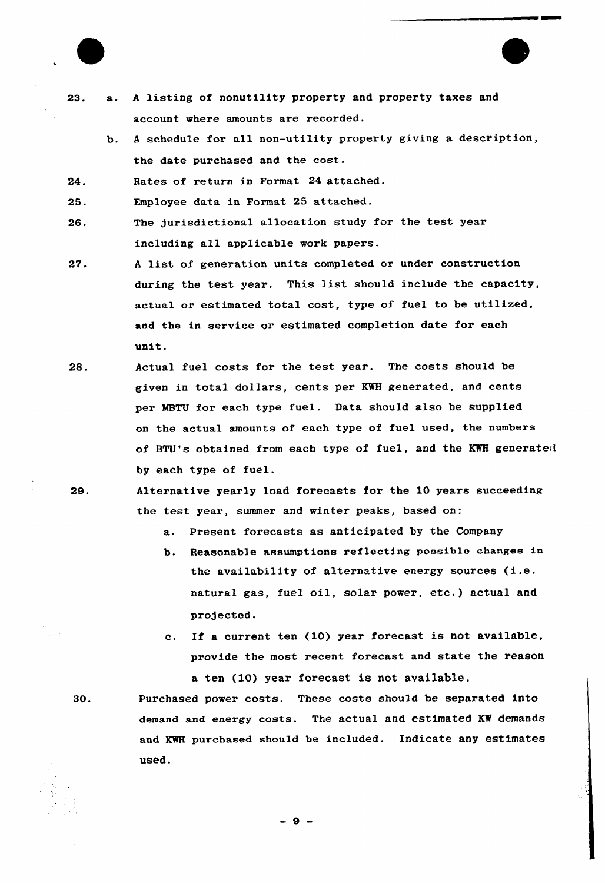23. a. A listing of nonutility property and property taxes and account where amounts are recorded.

    b. A schedule for all non-utility property giving a description, the date purchased and the cost.

24. Rates of return in Format 24 attached.

25. Employee data in Format 25 attached.

26. The jurisdictional allocation study for the test year including all applicable work papers.

27. A list of generation units completed or under construction during the test year. This list should include the capacity, actual or estimated total cost, type of fuel to be utilized, and the in service or estimated completion date for each unit.

28. Actual fuel costs for the test year. The costs should be given in total dollars, cents per KWH generated, and cents per MBTU for each type fuel. Data should also be supplied on the actual amounts of each type of fuel used, the numbers of BTU's obtained from each type of fuel, and the KWH generated by each type of fuel.

29. Alternative yearly load forecasts for the 10 years succeeding the test year, summer and winter peaks, based on:

    a. Present forecasts as anticipated by the Company

    b. Reasonable assumptions reflecting possible changes in the availability of alternative energy sources (i.e. natural gas, fuel oil, solar power, etc.) actual and projected.

    c. If a current ten (10) year forecast is not available, provide the most recent forecast and state the reason a ten (10) year forecast is not available.

30. Purchased power costs. These costs should be separated into demand and energy costs. The actual and estimated KW demands and KWH purchased should be included. Indicate any estimates used.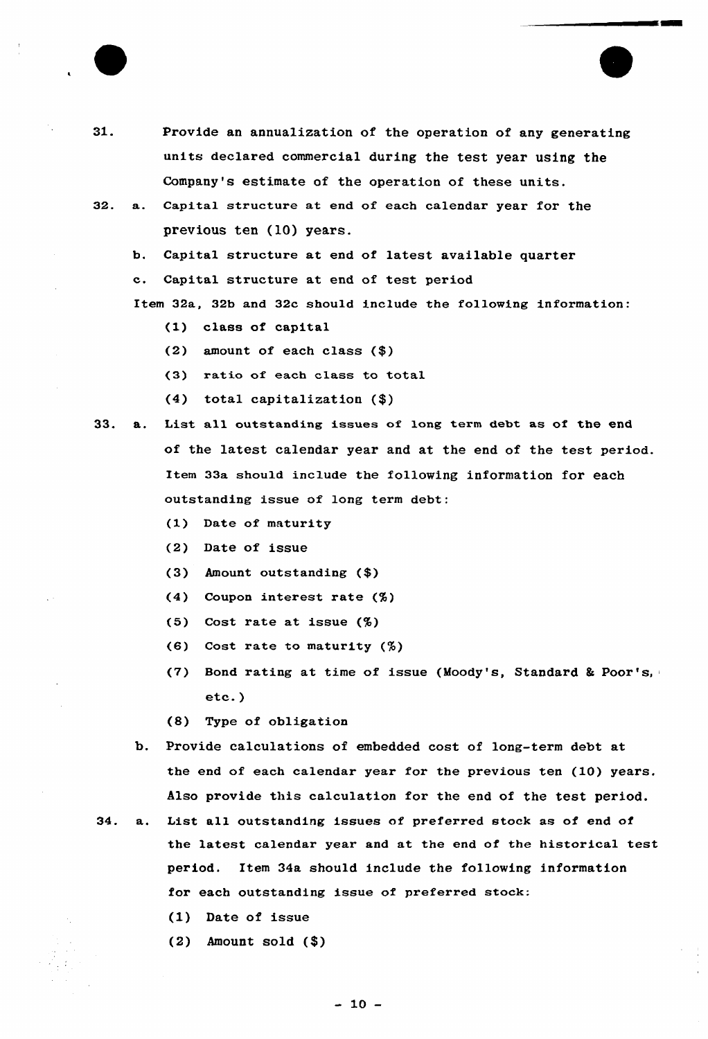31. Provide an annualization of the operation of any generating units declared commercial during the test year using the Company's estimate of the operation of these units.

32. a. Capital structure at end of each calendar year for the previous ten (10) years.

    b. Capital structure at end of latest available quarter

    c. Capital structure at end of test period

    Item 32a, 32b and 32c should include the following information:

    (1) class of capital

    (2) amount of each class ($)

    (3) ratio of each class to total

    (4) total capitalization ($)

33. a. List all outstanding issues of long term debt as of the end of the latest calendar year and at the end of the test period. Item 33a should include the following information for each outstanding issue of long term debt:

    (1) Date of maturity

    (2) Date of issue

    (3) Amount outstanding ($)

    (4) Coupon interest rate (%)

    (5) Cost rate at issue (%)

    (6) Cost rate to maturity (%)

    (7) Bond rating at time of issue (Moody's, Standard & Poor's, etc.)

    (8) Type of obligation

    b. Provide calculations of embedded cost of long-term debt at the end of each calendar year for the previous ten (10) years. Also provide this calculation for the end of the test period.

34. a. List all outstanding issues of preferred stock as of end of the latest calendar year and at the end of the historical test period. Item 34a should include the following information for each outstanding issue of preferred stock:

    (1) Date of issue

    (2) Amount sold ($)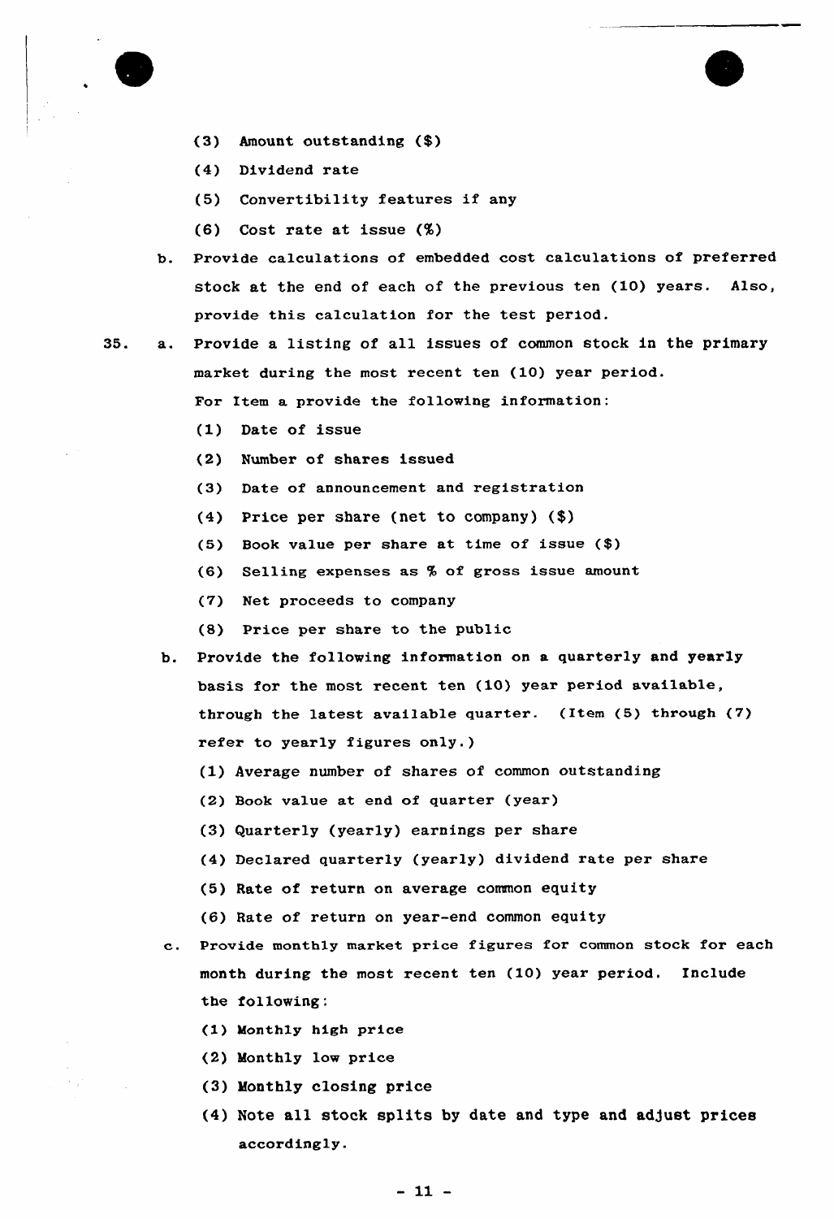(3) Amount outstanding ($)

    (4) Dividend rate

    (5) Convertibility features if any

    (6) Cost rate at issue (%)

b. Provide calculations of embedded cost calculations of preferred stock at the end of each of the previous ten (10) years. Also, provide this calculation for the test period.

35. a. Provide a listing of all issues of common stock in the primary market during the most recent ten (10) year period.

    For Item a provide the following information:

    (1) Date of issue

    (2) Number of shares issued

    (3) Date of announcement and registration

    (4) Price per share (net to company) ($)

    (5) Book value per share at time of issue ($)

    (6) Selling expenses as % of gross issue amount

    (7) Net proceeds to company

    (8) Price per share to the public

b. Provide the following information on a quarterly and yearly basis for the most recent ten (10) year period available, through the latest available quarter. (Item (5) through (7) refer to yearly figures only.)

    (1) Average number of shares of common outstanding

    (2) Book value at end of quarter (year)

    (3) Quarterly (yearly) earnings per share

    (4) Declared quarterly (yearly) dividend rate per share

    (5) Rate of return on average common equity

    (6) Rate of return on year-end common equity

c. Provide monthly market price figures for common stock for each month during the most recent ten (10) year period. Include the following:

    (1) Monthly high price

    (2) Monthly low price

    (3) Monthly closing price

    (4) Note all stock splits by date and type and adjust prices accordingly.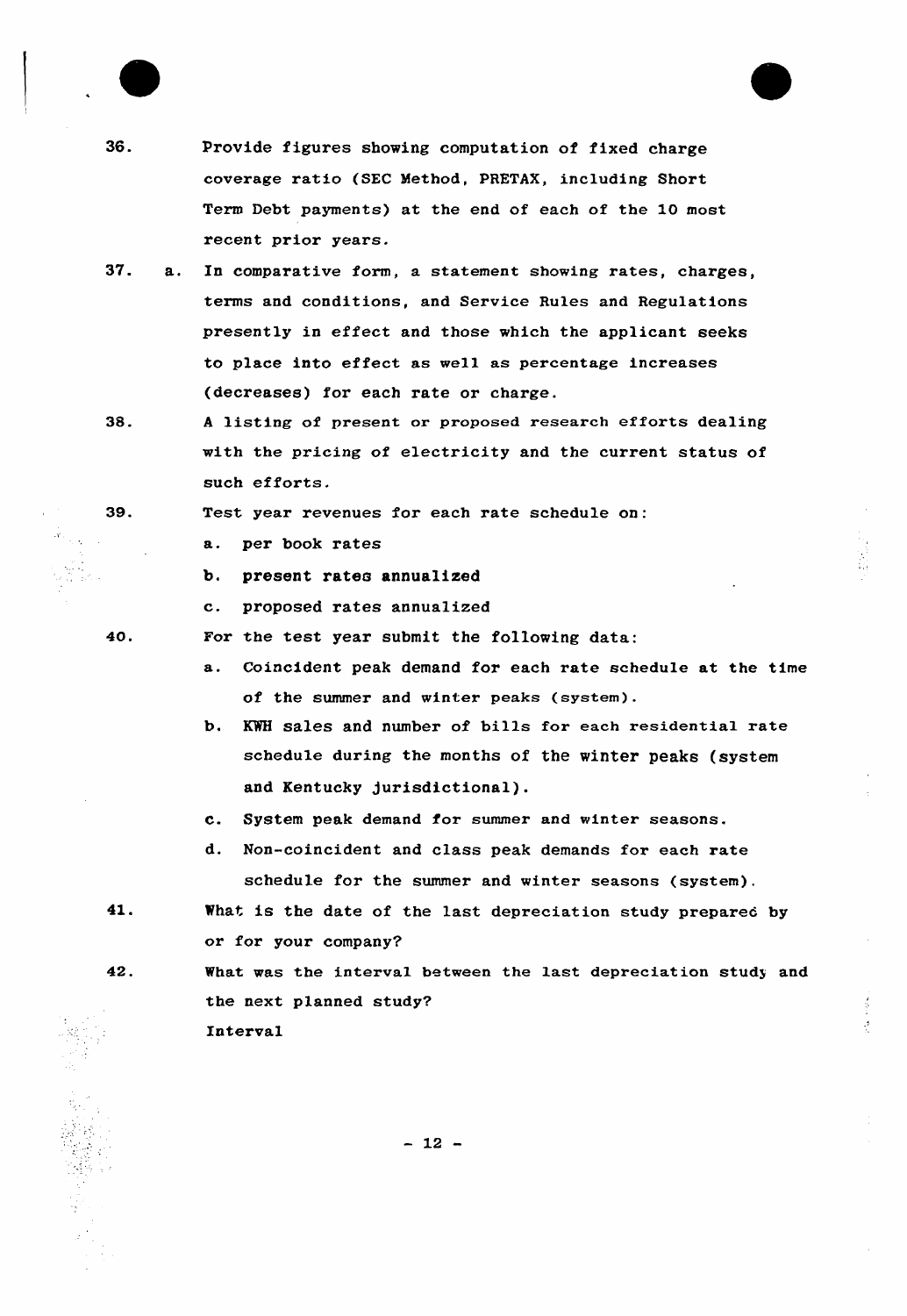36. Provide figures showing computation of fixed charge coverage ratio (SEC Method, PRETAX, including Short Term Debt payments) at the end of each of the 10 most recent prior years.

37. a. In comparative form, a statement showing rates, charges, terms and conditions, and Service Rules and Regulations presently in effect and those which the applicant seeks to place into effect as well as percentage increases (decreases) for each rate or charge.

38. A listing of present or proposed research efforts dealing with the pricing of electricity and the current status of such efforts.

39. Test year revenues for each rate schedule on:

    a. per book rates

    b. present rates annualized

    c. proposed rates annualized

40. For the test year submit the following data:

    a. Coincident peak demand for each rate schedule at the time of the summer and winter peaks (system).

    b. KWH sales and number of bills for each residential rate schedule during the months of the winter peaks (system and Kentucky jurisdictional).

    c. System peak demand for summer and winter seasons.

    d. Non-coincident and class peak demands for each rate schedule for the summer and winter seasons (system).

41. What is the date of the last depreciation study prepared by or for your company?

42. What was the interval between the last depreciation study and the next planned study?

    Interval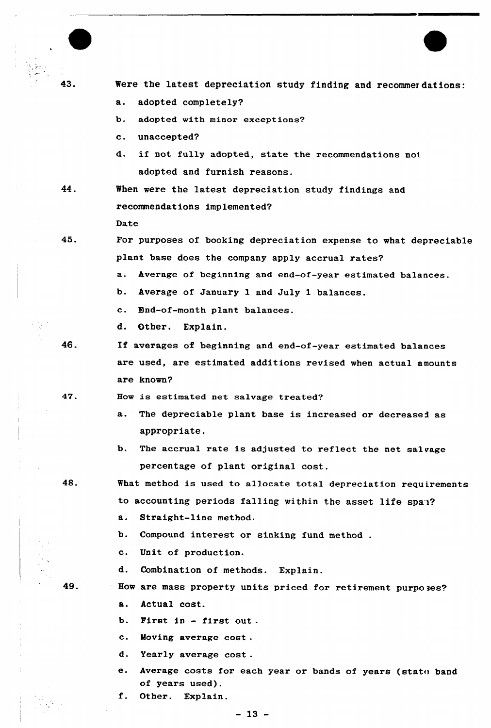43. Were the latest depreciation study finding and recommendations:

    a. adopted completely?

    b. adopted with minor exceptions?

    c. unaccepted?

    d. if not fully adopted, state the recommendations not adopted and furnish reasons.

44. When were the latest depreciation study findings and recommendations implemented?

    Date

45. For purposes of booking depreciation expense to what depreciable plant base does the company apply accrual rates?

    a. Average of beginning and end-of-year estimated balances.

    b. Average of January 1 and July 1 balances.

    c. End-of-month plant balances.

    d. Other. Explain.

46. If averages of beginning and end-of-year estimated balances are used, are estimated additions revised when actual amounts are known?

47. How is estimated net salvage treated?

    a. The depreciable plant base is increased or decreased as appropriate.

    b. The accrual rate is adjusted to reflect the net salvage percentage of plant original cost.

48. What method is used to allocate total depreciation requirements to accounting periods falling within the asset life span?

    a. Straight-line method.

    b. Compound interest or sinking fund method .

    c. Unit of production.

    d. Combination of methods. Explain.

49. How are mass property units priced for retirement purposes?

    a. Actual cost.

    b. First in - first out .

    c. Moving average cost .

    d. Yearly average cost .

    e. Average costs for each year or bands of years (state band of years used).

    f. Other. Explain.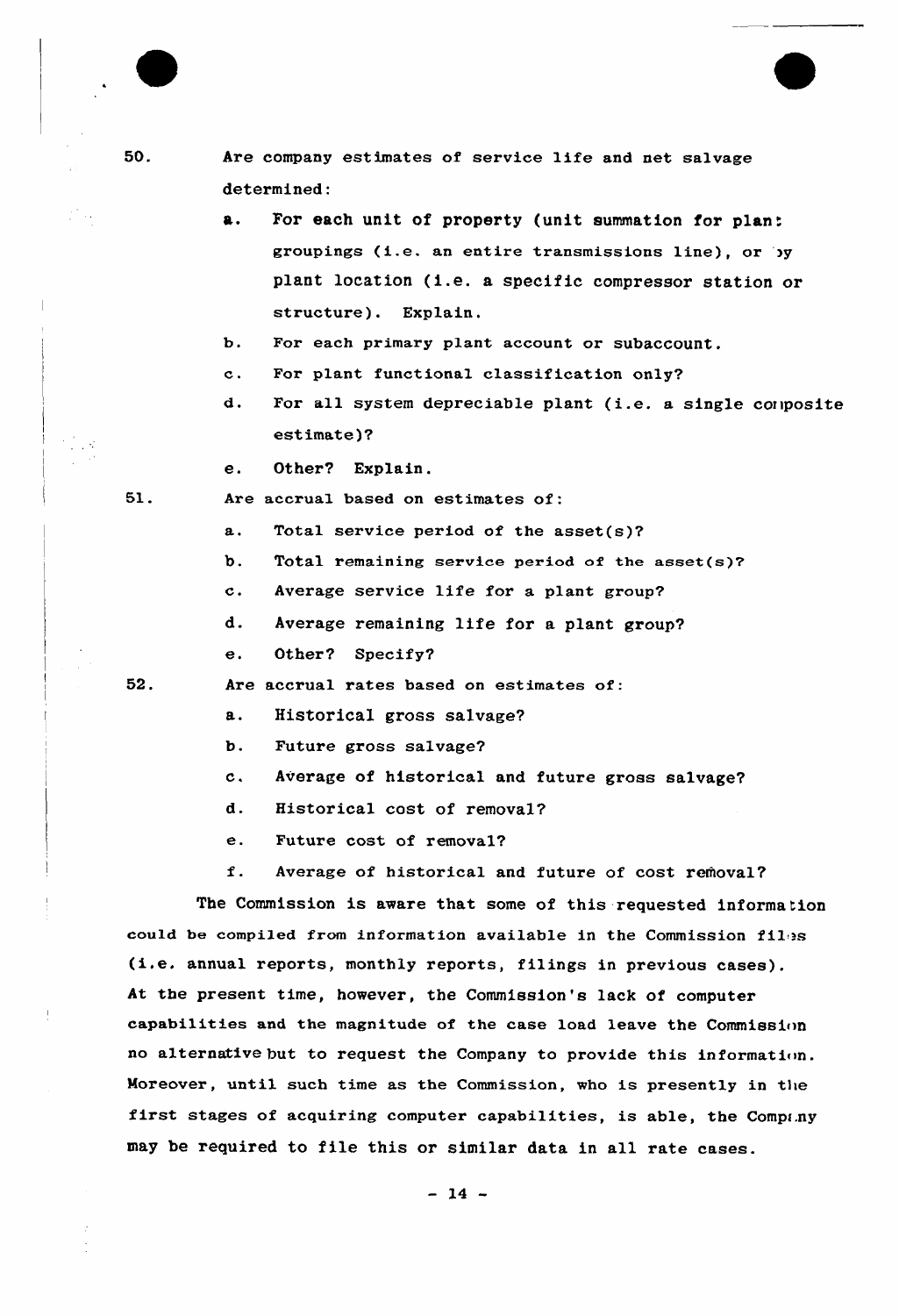50. Are company estimates of service life and net salvage determined:

    a. For each unit of property (unit summation for plant groupings (i.e. an entire transmissions line), or by plant location (i.e. a specific compressor station or structure). Explain.

    b. For each primary plant account or subaccount.

    c. For plant functional classification only?

    d. For all system depreciable plant (i.e. a single composite estimate)?

    e. Other? Explain.

51. Are accrual based on estimates of:

    a. Total service period of the asset(s)?

    b. Total remaining service period of the asset(s)?

    c. Average service life for a plant group?

    d. Average remaining life for a plant group?

    e. Other? Specify?

52. Are accrual rates based on estimates of:

    a. Historical gross salvage?

    b. Future gross salvage?

    c. Average of historical and future gross salvage?

    d. Historical cost of removal?

    e. Future cost of removal?

    f. Average of historical and future of cost removal?

The Commission is aware that some of this requested information could be compiled from information available in the Commission files (i.e. annual reports, monthly reports, filings in previous cases). At the present time, however, the Commission's lack of computer capabilities and the magnitude of the case load leave the Commission no alternative but to request the Company to provide this information. Moreover, until such time as the Commission, who is presently in the first stages of acquiring computer capabilities, is able, the Company may be required to file this or similar data in all rate cases.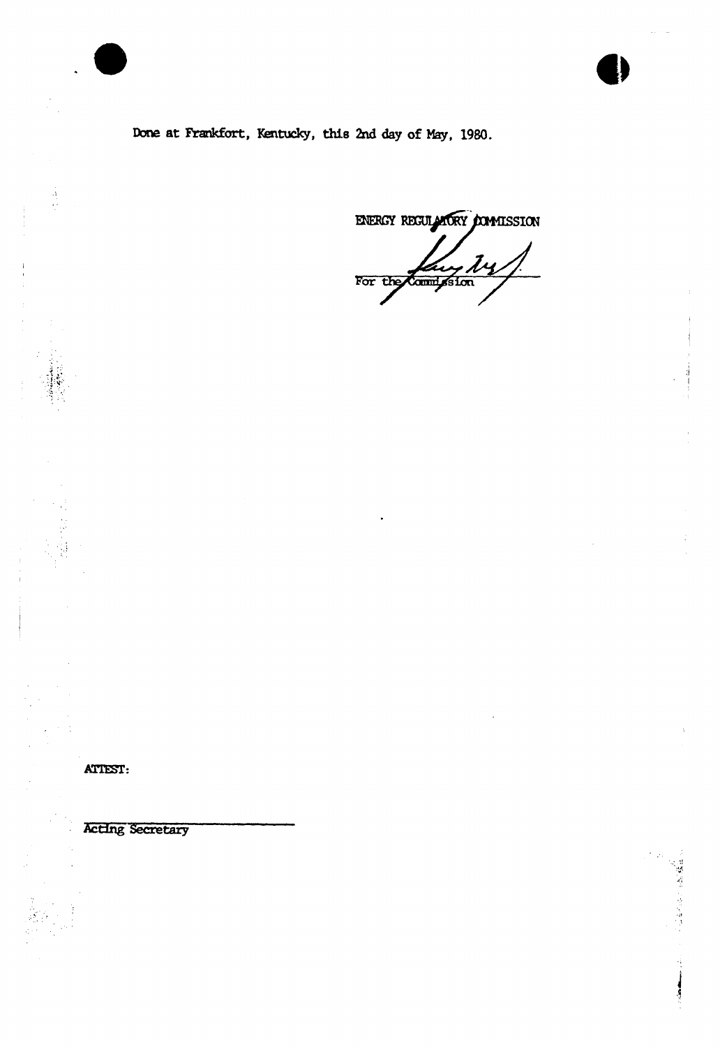Done at Frankfort, Kentucky, this 2nd day of May, 1980.

ENERGY REGULATORY COMMISSION

For the Commission

ATTEST:

Acting Secretary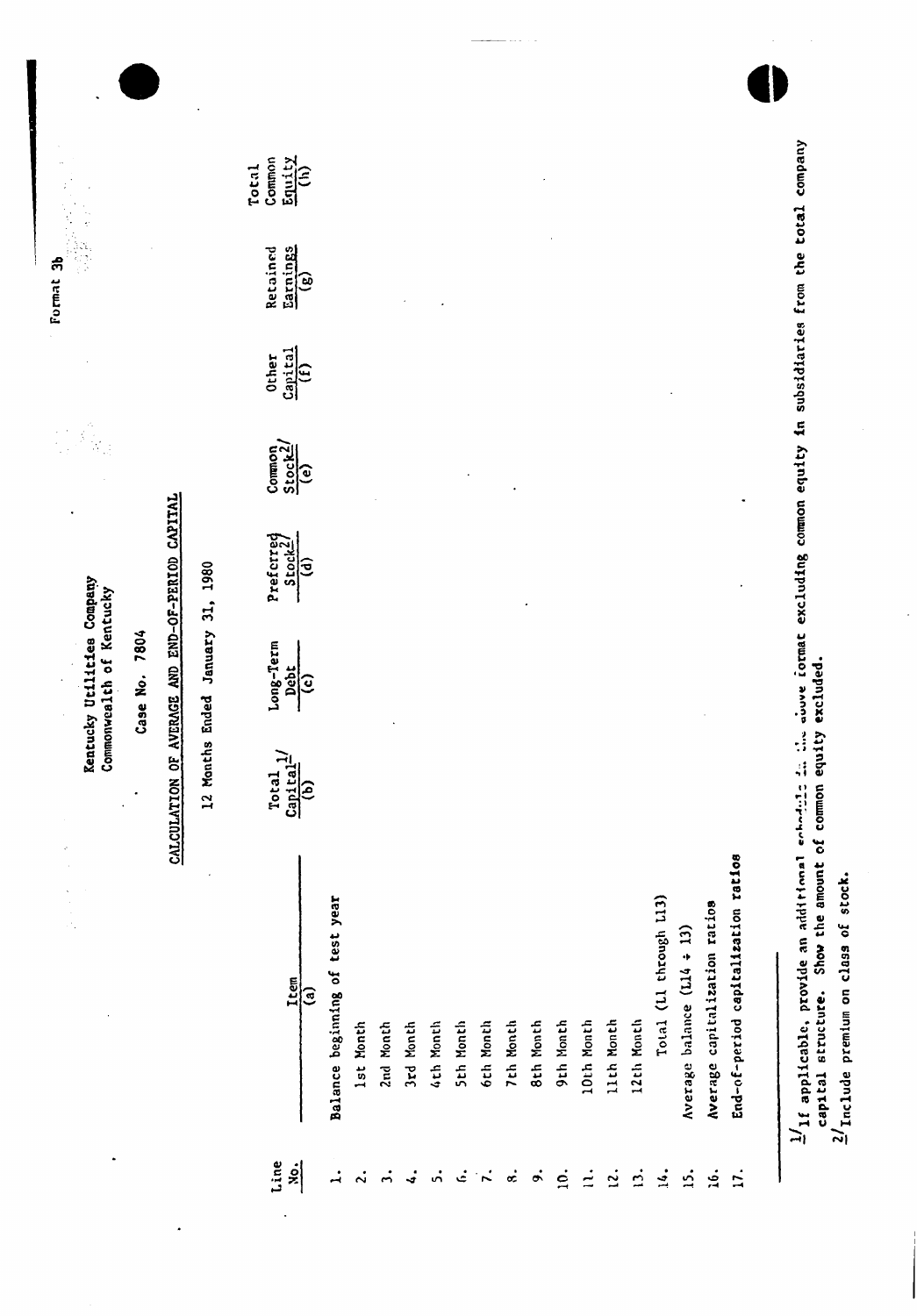Format 3b

Kentucky Utilities Company
Commonwealth of Kentucky

Case No. 7804

## CALCULATION OF AVERAGE AND END-OF-PERIOD CAPITAL

12 Months Ended January 31, 1980

| Line No. | Item (a) | Total Capital[1] (b) | Long-Term Debt (c) | Preferred Stock[2] (d) | Common Stock[2] (e) | Other Capital (f) | Retained Earnings (g) | Total Common Equity (h) |
|---|---|---|---|---|---|---|---|---|
| 1. | Balance beginning of test year | | | | | | | |
| 2. | 1st Month | | | | | | | |
| 3. | 2nd Month | | | | | | | |
| 4. | 3rd Month | | | | | | | |
| 5. | 4th Month | | | | | | | |
| 6. | 5th Month | | | | | | | |
| 7. | 6th Month | | | | | | | |
| 8. | 7th Month | | | | | | | |
| 9. | 8th Month | | | | | | | |
| 10. | 9th Month | | | | | | | |
| 11. | 10th Month | | | | | | | |
| 12. | 11th Month | | | | | | | |
| 13. | 12th Month | | | | | | | |
| 14. | Total (L1 through L13) | | | | | | | |
| 15. | Average balance (L14 ÷ 13) | | | | | | | |
| 16. | Average capitalization ratios | | | | | | | |
| 17. | End-of-period capitalization ratios | | | | | | | |

[1] If applicable, provide an additional schedule in the above format excluding common equity in subsidiaries from the total company capital structure. Show the amount of common equity excluded.

[2] Include premium on class of stock.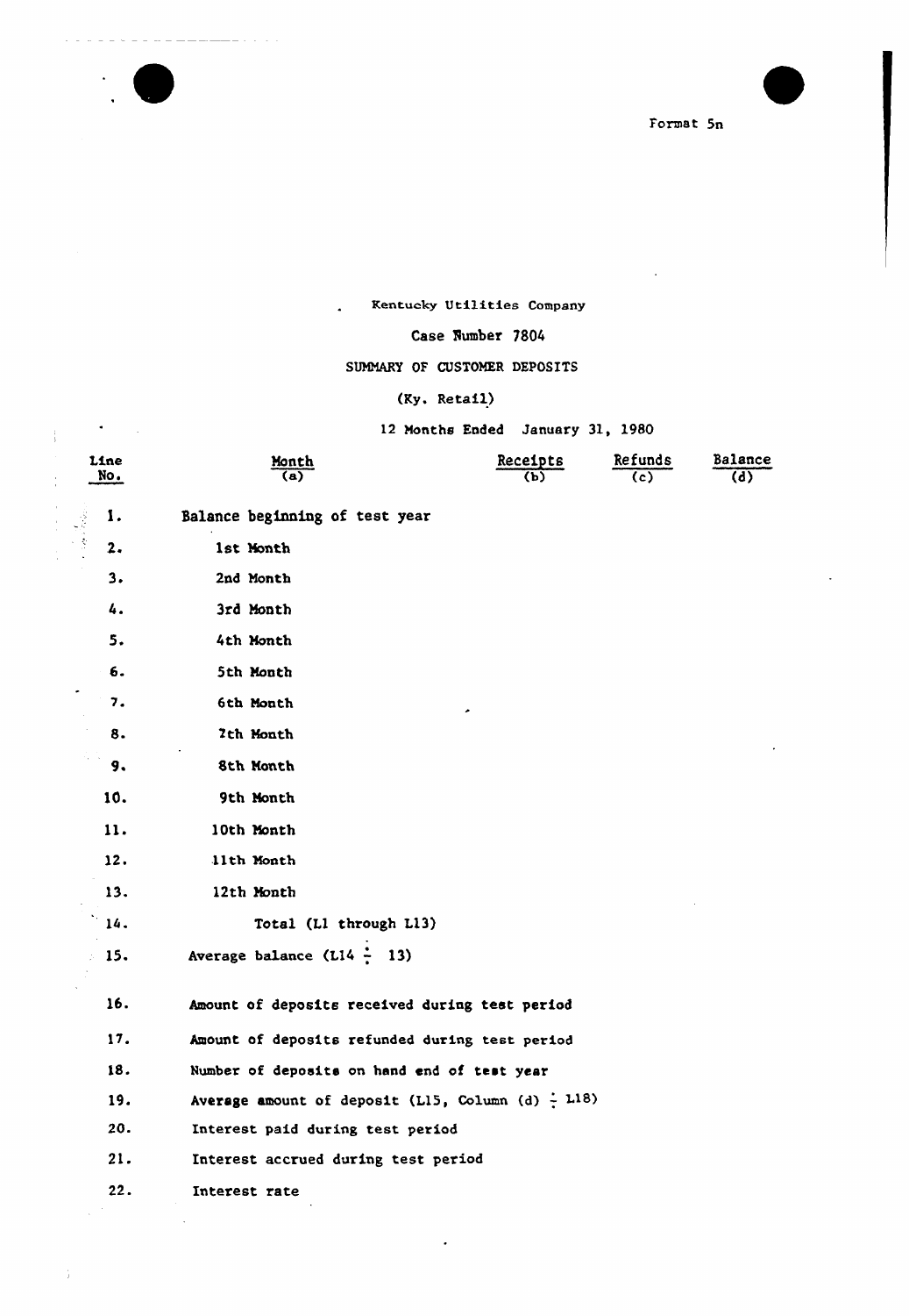Format 5n

Kentucky Utilities Company

Case Number 7804

SUMMARY OF CUSTOMER DEPOSITS

(Ky. Retail)

12 Months Ended January 31, 1980

| Line No. | Month (a) | Receipts (b) | Refunds (c) | Balance (d) |
|---|---|---|---|---|
| 1. | Balance beginning of test year | | | |
| 2. | 1st Month | | | |
| 3. | 2nd Month | | | |
| 4. | 3rd Month | | | |
| 5. | 4th Month | | | |
| 6. | 5th Month | | | |
| 7. | 6th Month | | | |
| 8. | 7th Month | | | |
| 9. | 8th Month | | | |
| 10. | 9th Month | | | |
| 11. | 10th Month | | | |
| 12. | 11th Month | | | |
| 13. | 12th Month | | | |
| 14. | Total (L1 through L13) | | | |
| 15. | Average balance (L14 ÷ 13) | | | |
| 16. | Amount of deposits received during test period | | | |
| 17. | Amount of deposits refunded during test period | | | |
| 18. | Number of deposits on hand end of test year | | | |
| 19. | Average amount of deposit (L15, Column (d) ÷ L18) | | | |
| 20. | Interest paid during test period | | | |
| 21. | Interest accrued during test period | | | |
| 22. | Interest rate | | | |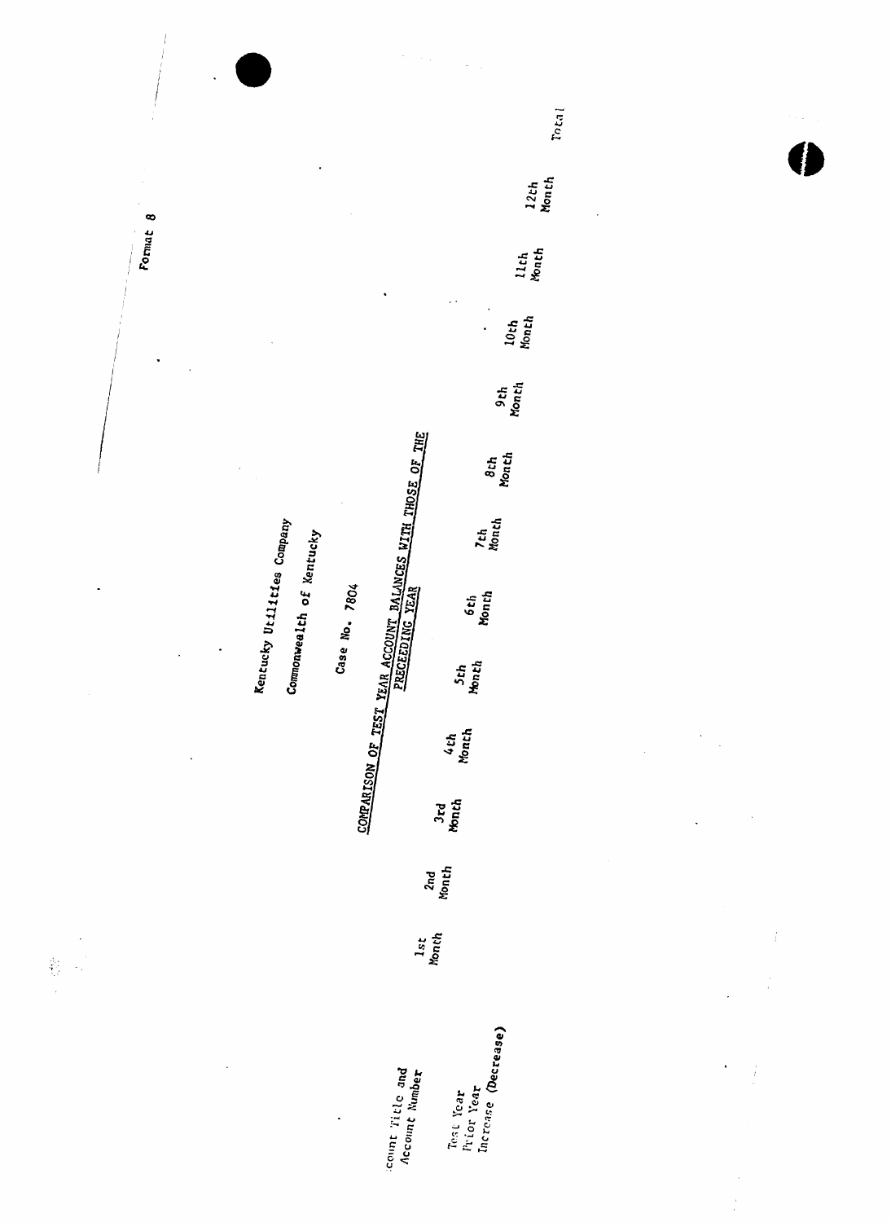Format 8

Kentucky Utilities Company

Commonwealth of Kentucky

Case No. 7804

## COMPARISON OF TEST YEAR ACCOUNT BALANCES WITH THOSE OF THE PRECEEDING YEAR

| Account Title and Account Number | 1st Month | 2nd Month | 3rd Month | 4th Month | 5th Month | 6th Month | 7th Month | 8th Month | 9th Month | 10th Month | 11th Month | 12th Month | Total |
|---|---|---|---|---|---|---|---|---|---|---|---|---|---|
| Test Year | | | | | | | | | | | | | |
| Prior Year | | | | | | | | | | | | | |
| Increase (Decrease) | | | | | | | | | | | | | |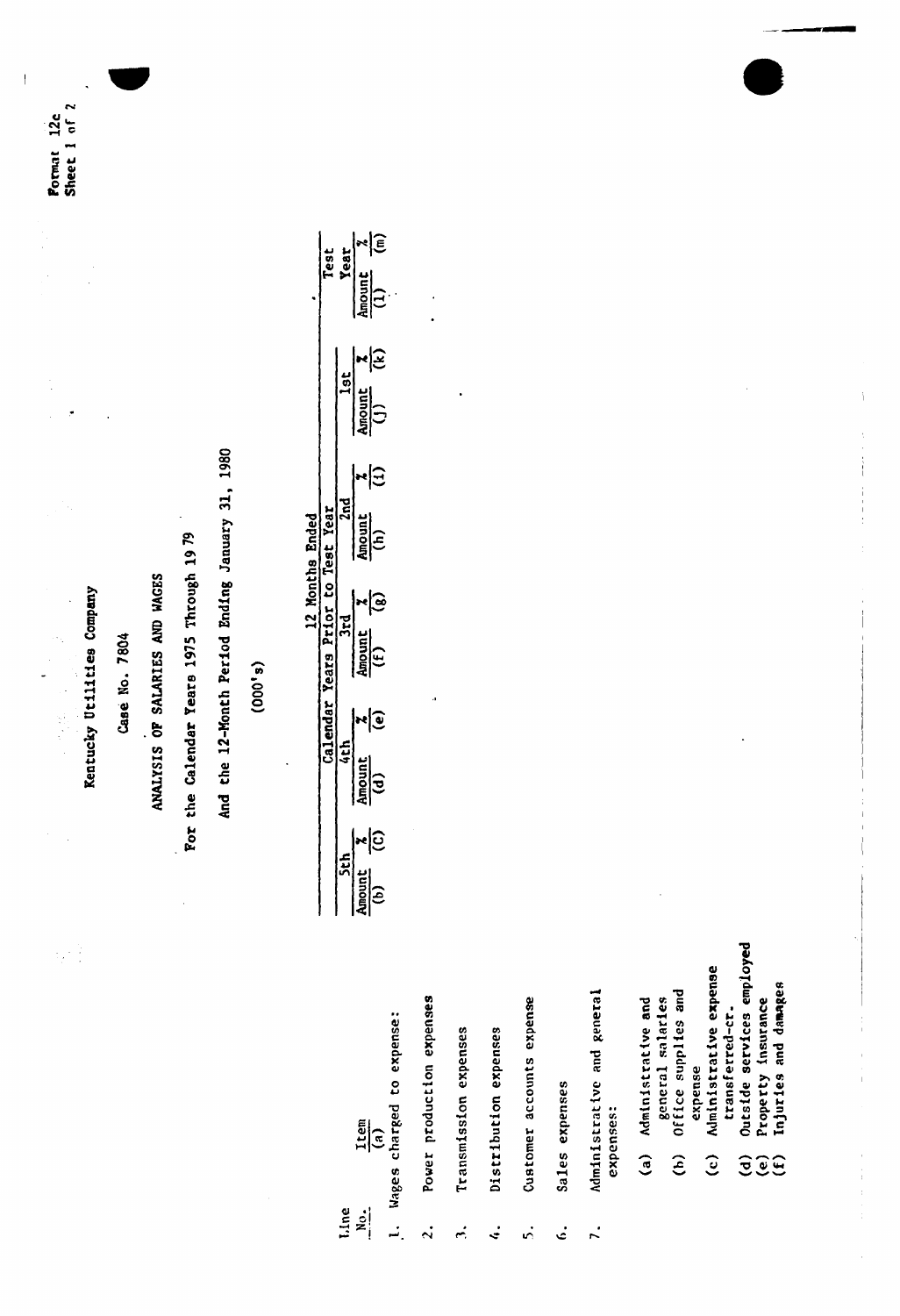Format 12c
Sheet 1 of 2

Kentucky Utilities Company

Case No. 7804

ANALYSIS OF SALARIES AND WAGES

For the Calendar Years 1975 Through 1979

And the 12-Month Period Ending January 31, 1980

(000's)

| Line No. | Item (a) | Calendar Years Prior to Test Year | | | | | | | | 12 Months Ended | | | |
|---|---|---|---|---|---|---|---|---|---|---|---|---|---|
| | | 5th | | 4th | | 3rd | | 2nd | | 1st | | Test Year | |
| | | Amount (b) | % (c) | Amount (d) | % (e) | Amount (f) | % (g) | Amount (h) | % (i) | Amount (j) | % (k) | Amount (l) | % (m) |
| 1. | Wages charged to expense: | | | | | | | | | | | | |
| 2. | Power production expenses | | | | | | | | | | | | |
| 3. | Transmission expenses | | | | | | | | | | | | |
| 4. | Distribution expenses | | | | | | | | | | | | |
| 5. | Customer accounts expense | | | | | | | | | | | | |
| 6. | Sales expenses | | | | | | | | | | | | |
| 7. | Administrative and general expenses: | | | | | | | | | | | | |
| | (a) Administrative and general salaries | | | | | | | | | | | | |
| | (b) Office supplies and expense | | | | | | | | | | | | |
| | (c) Administrative expense transferred-cr. | | | | | | | | | | | | |
| | (d) Outside services employed | | | | | | | | | | | | |
| | (e) Property insurance | | | | | | | | | | | | |
| | (f) Injuries and damages | | | | | | | | | | | | |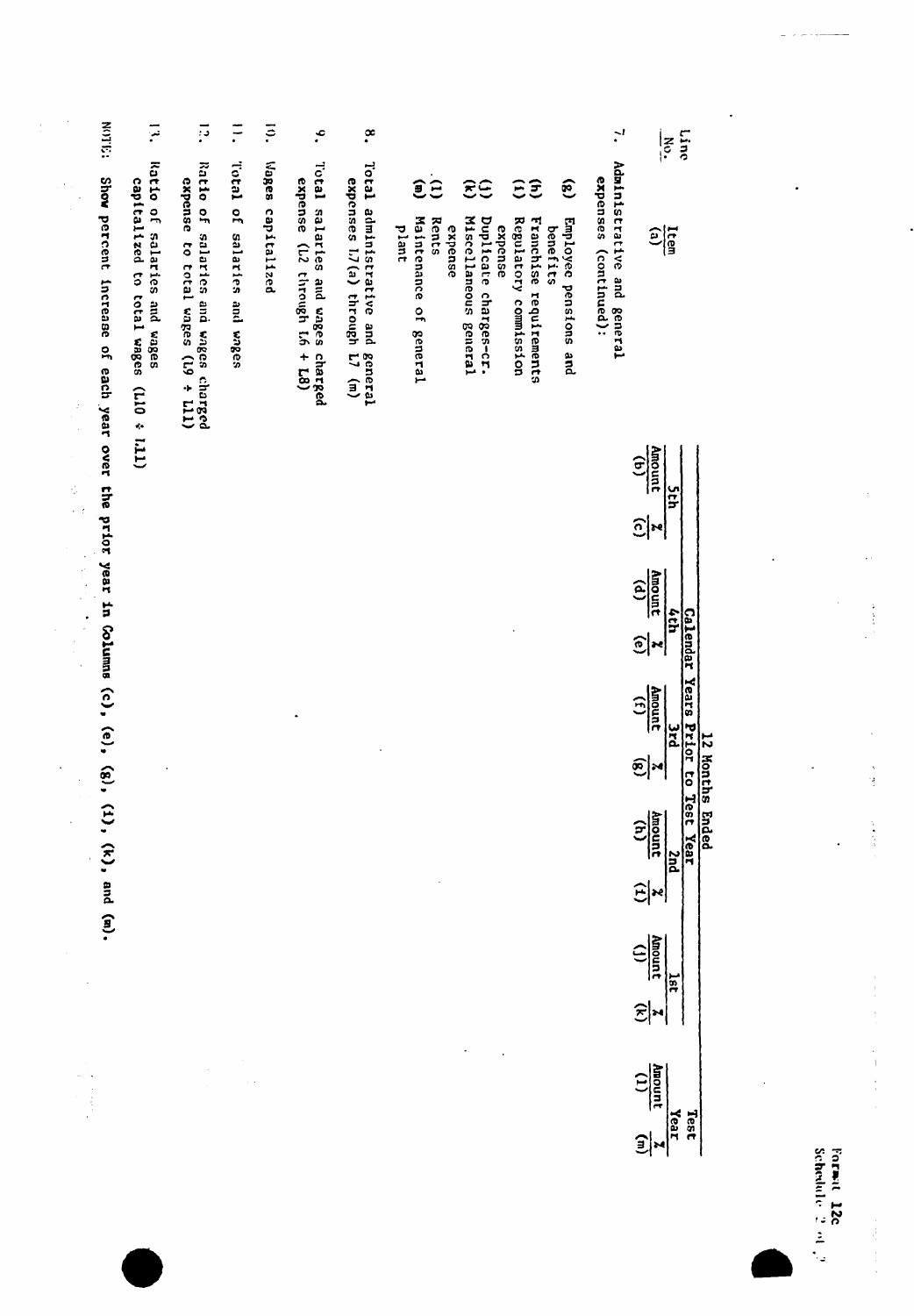Format 12c
Schedule 2 of 2

| Line No. | Item (a) | 12 Months Ended | | | | | | | | | | Test Year | |
|---|---|---|---|---|---|---|---|---|---|---|---|---|---|
| | | Calendar Years Prior to Test Year | | | | | | | | | | | |
| | | 5th | | 4th | | 3rd | | 2nd | | 1st | | | |
| | | Amount (b) | % (c) | Amount (d) | % (e) | Amount (f) | % (g) | Amount (h) | % (i) | Amount (j) | % (k) | Amount (l) | % (m) |
| 7. | Administrative and general expenses (continued): | | | | | | | | | | | | |
| | (g) Employee pensions and benefits | | | | | | | | | | | | |
| | (h) Franchise requirements | | | | | | | | | | | | |
| | (i) Regulatory commission expense | | | | | | | | | | | | |
| | (j) Duplicate charges-cr. | | | | | | | | | | | | |
| | (k) Miscellaneous general expense | | | | | | | | | | | | |
| | (l) Rents | | | | | | | | | | | | |
| | (m) Maintenance of general plant | | | | | | | | | | | | |
| 8. | Total administrative and general expenses L7(a) through L7 (m) | | | | | | | | | | | | |
| 9. | Total salaries and wages charged expense (L2 through L6 + L8) | | | | | | | | | | | | |
| 10. | Wages capitalized | | | | | | | | | | | | |
| 11. | Total of salaries and wages | | | | | | | | | | | | |
| 12. | Ratio of salaries and wages charged expense to total wages (L9 ÷ L11) | | | | | | | | | | | | |
| 13. | Ratio of salaries and wages capitalized to total wages (L10 ÷ L11) | | | | | | | | | | | | |

NOTE: Show percent increase of each year over the prior year in Columns (c), (e), (g), (i), (k), and (m).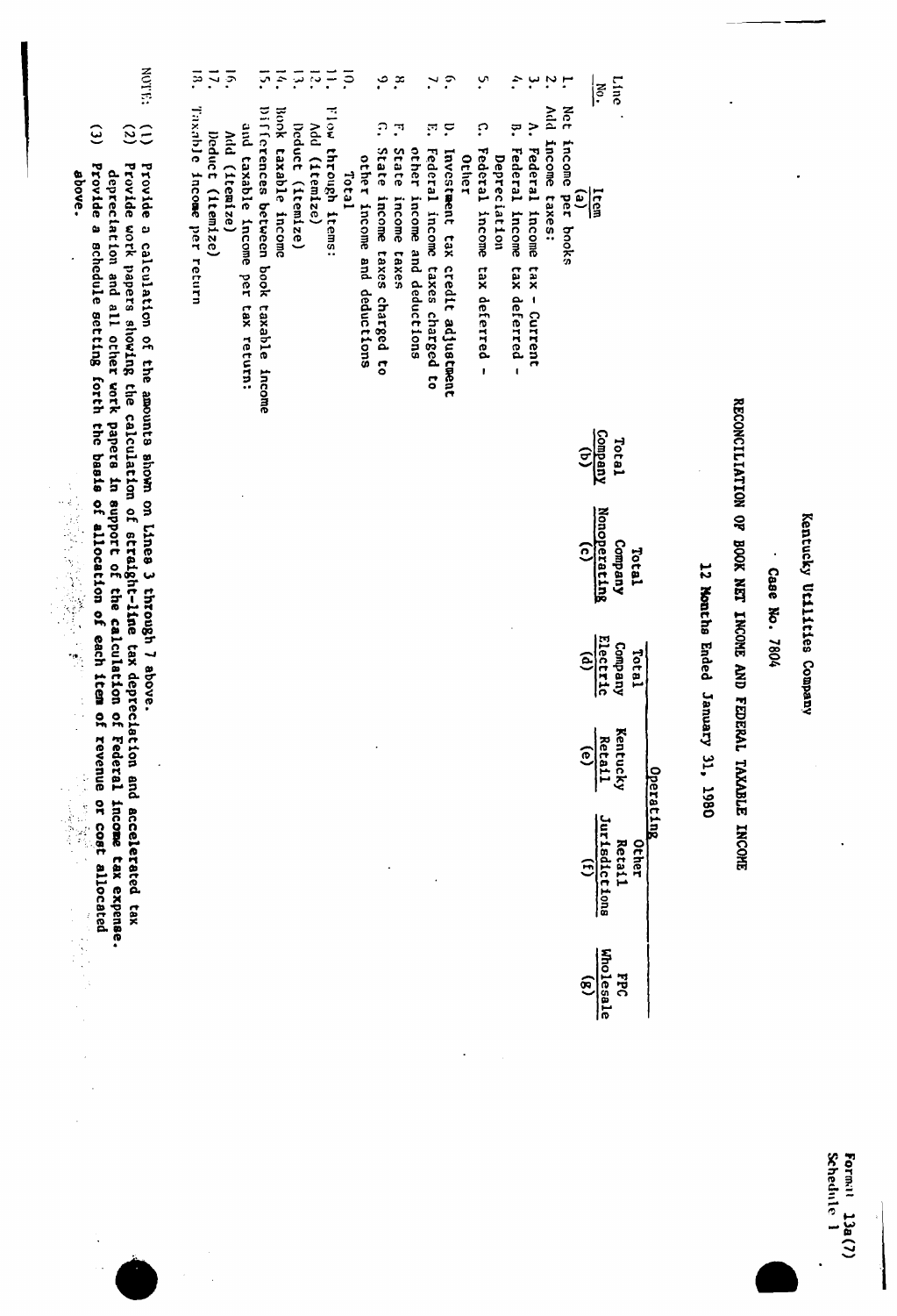Format 13a(7)
Schedule 1

Kentucky Utilities Company

Case No. 7804

# RECONCILIATION OF BOOK NET INCOME AND FEDERAL TAXABLE INCOME

12 Months Ended January 31, 1980

| Line No. | Item (a) | Total Company (b) | Total Company Nonoperating (c) | Total Company Electric (d) | Operating: Kentucky Retail (e) | Operating: Other Retail Jurisdictions (f) | Operating: FPC Wholesale (g) |
|---|---|---|---|---|---|---|---|
| 1. | Net income per books | | | | | | |
| 2. | Add income taxes: | | | | | | |
| 3. | A. Federal income tax - Current | | | | | | |
| 4. | B. Federal income tax deferred - Depreciation | | | | | | |
| 5. | C. Federal income tax deferred - Other | | | | | | |
| 6. | D. Investment tax credit adjustment | | | | | | |
| 7. | E. Federal income taxes charged to other income and deductions | | | | | | |
| 8. | F. State income taxes | | | | | | |
| 9. | G. State income taxes charged to other income and deductions | | | | | | |
| 10. | Total | | | | | | |
| 11. | Flow through items: | | | | | | |
| 12. | Add (itemize) | | | | | | |
| 13. | Deduct (itemize) | | | | | | |
| 14. | Book taxable income | | | | | | |
| 15. | Differences between book taxable income and taxable income per tax return: | | | | | | |
| 16. | Add (itemize) | | | | | | |
| 17. | Deduct (itemize) | | | | | | |
| 18. | Taxable income per return | | | | | | |

NOTE:
(1) Provide a calculation of the amounts shown on Lines 3 through 7 above.
(2) Provide work papers showing the calculation of straight-line tax depreciation and accelerated tax depreciation and all other work papers in support of the calculation of Federal income tax expense.
(3) Provide a schedule setting forth the basis of allocation of each item of revenue or cost allocated above.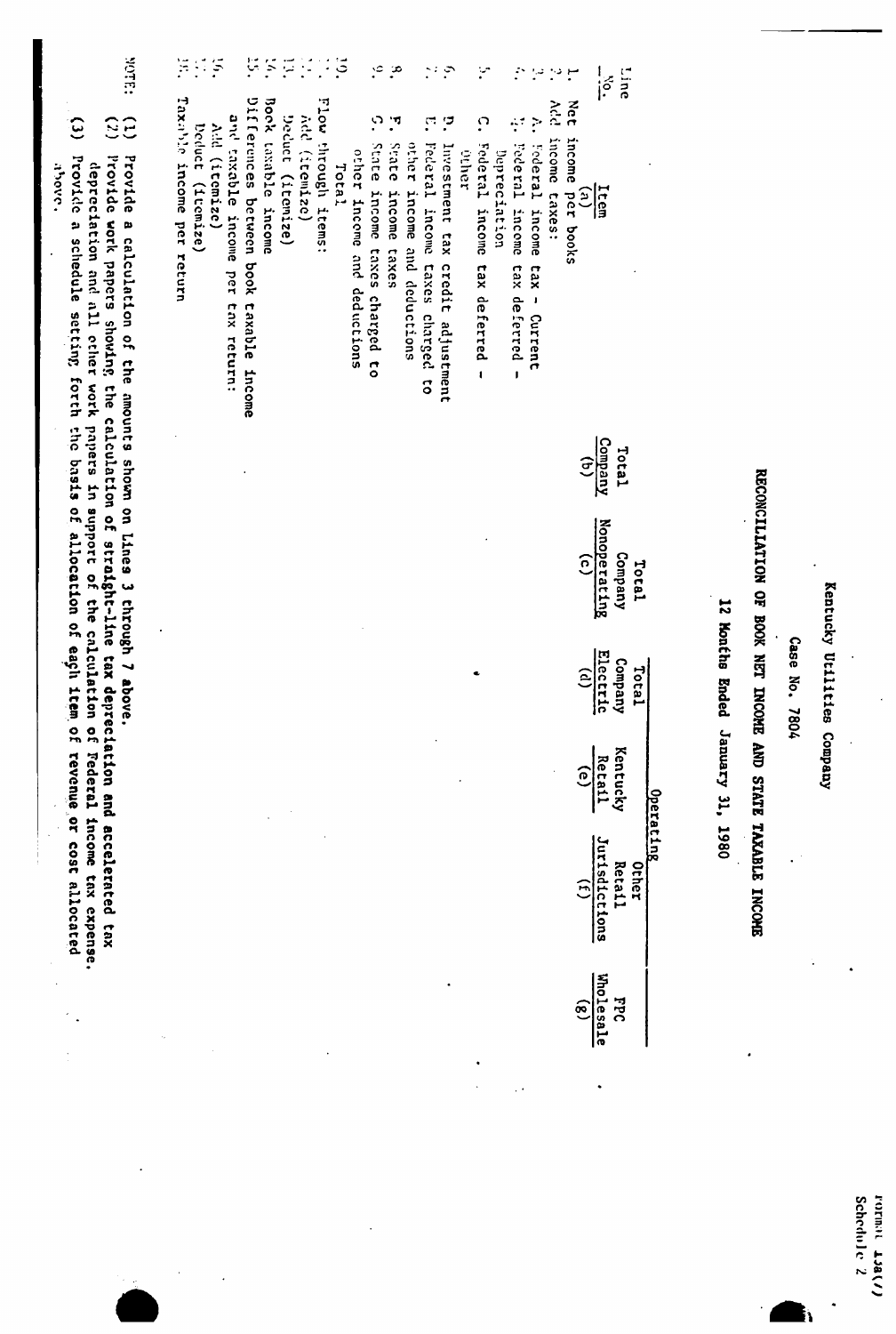Format 13a(7)
Schedule 2

# Kentucky Utilities Company

## Case No. 7804

## RECONCILIATION OF BOOK NET INCOME AND STATE TAXABLE INCOME

### 12 Months Ended January 31, 1980

| Line No. | Item (a) | Total Company (b) | Total Company Nonoperating (c) | Total Company Electric (d) | Operating: Kentucky Retail (e) | Operating: Other Retail Jurisdictions (f) | Operating: FPC Wholesale (g) |
|---|---|---|---|---|---|---|---|
| 1. | Net income per books | | | | | | |
| 2. | Add income taxes: | | | | | | |
| 3. | A. Federal income tax - Current | | | | | | |
| 4. | B. Federal income tax deferred - Depreciation | | | | | | |
| 5. | C. Federal income tax deferred - Other | | | | | | |
| 6. | D. Investment tax credit adjustment | | | | | | |
| 7. | E. Federal income taxes charged to other income and deductions | | | | | | |
| 8. | F. State income taxes | | | | | | |
| 9. | G. State income taxes charged to other income and deductions | | | | | | |
| 10. | Total | | | | | | |
| 11. | Flow through items: | | | | | | |
| 12. | Add (itemize) | | | | | | |
| 13. | Deduct (itemize) | | | | | | |
| 14. | Book taxable income | | | | | | |
| 15. | Differences between book taxable income and taxable income per tax return: | | | | | | |
| 16. | Add (itemize) | | | | | | |
| 17. | Deduct (itemize) | | | | | | |
| 18. | Taxable income per return | | | | | | |

NOTE:
(1) Provide a calculation of the amounts shown on Lines 3 through 7 above.
(2) Provide work papers showing the calculation of straight-line tax depreciation and accelerated tax depreciation and all other work papers in support of the calculation of Federal income tax expense.
(3) Provide a schedule setting forth the basis of allocation of each item of revenue or cost allocated above.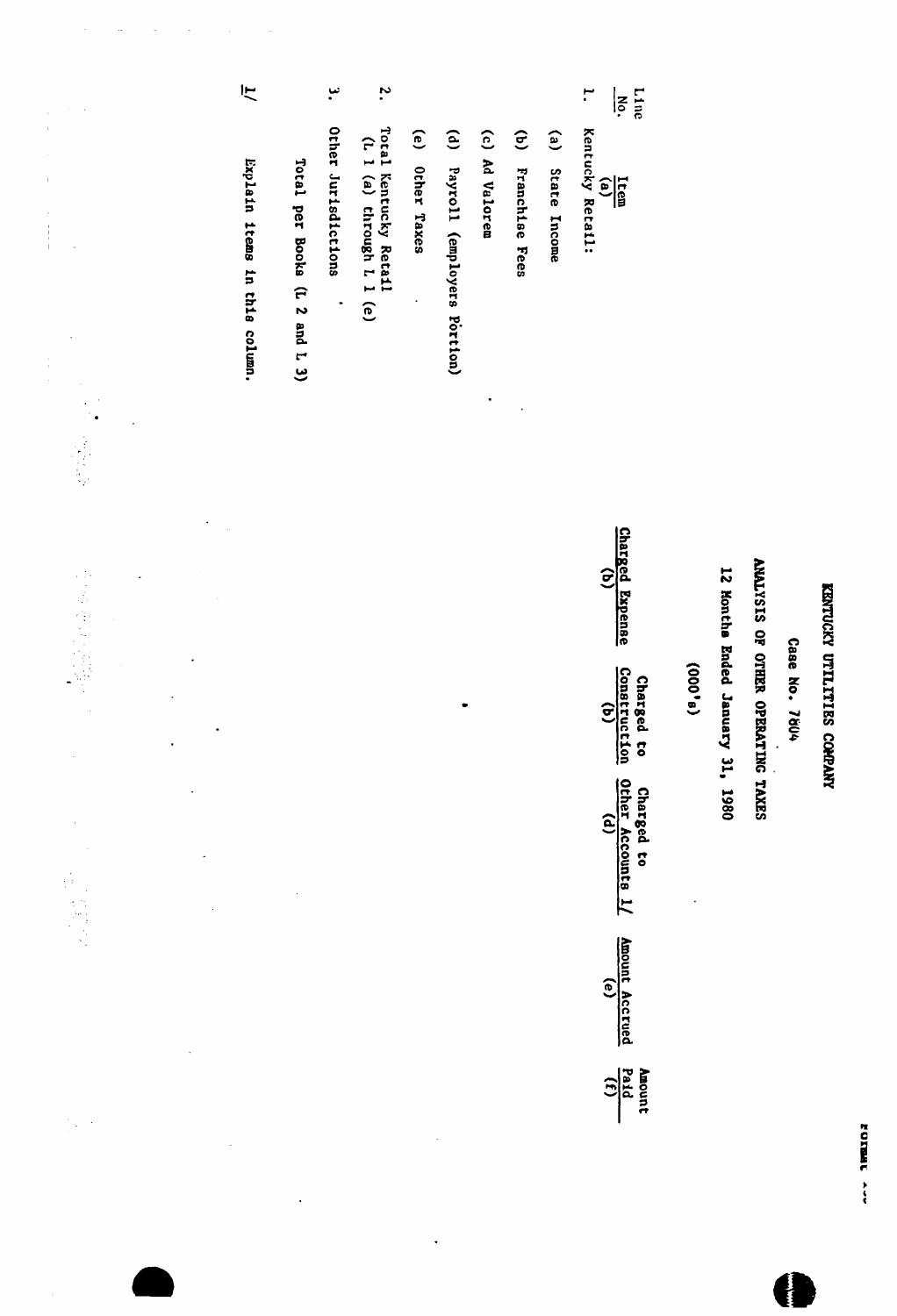FORMAT ...

# KENTUCKY UTILITIES COMPANY

## Case No. 7804

## ANALYSIS OF OTHER OPERATING TAXES

## 12 Months Ended January 31, 1980

## (000's)

| Line No. | Item (a) | Charged Expense (b) | Charged to Construction (c) | Charged to Other Accounts 1/ (d) | Amount Accrued (e) | Amount Paid (f) |
|---|---|---|---|---|---|---|
| 1. | Kentucky Retail: | | | | | |
| | (a) State Income | | | | | |
| | (b) Franchise Fees | | | | | |
| | (c) Ad Valorem | | | | | |
| | (d) Payroll (employers Portion) | | | | | |
| | (e) Other Taxes | | | | | |
| 2. | Total Kentucky Retail (L 1 (a) through L 1 (e)) | | | | | |
| 3. | Other Jurisdictions | | | | | |
| | Total per Books (L 2 and L 3) | | | | | |

1/ Explain items in this column.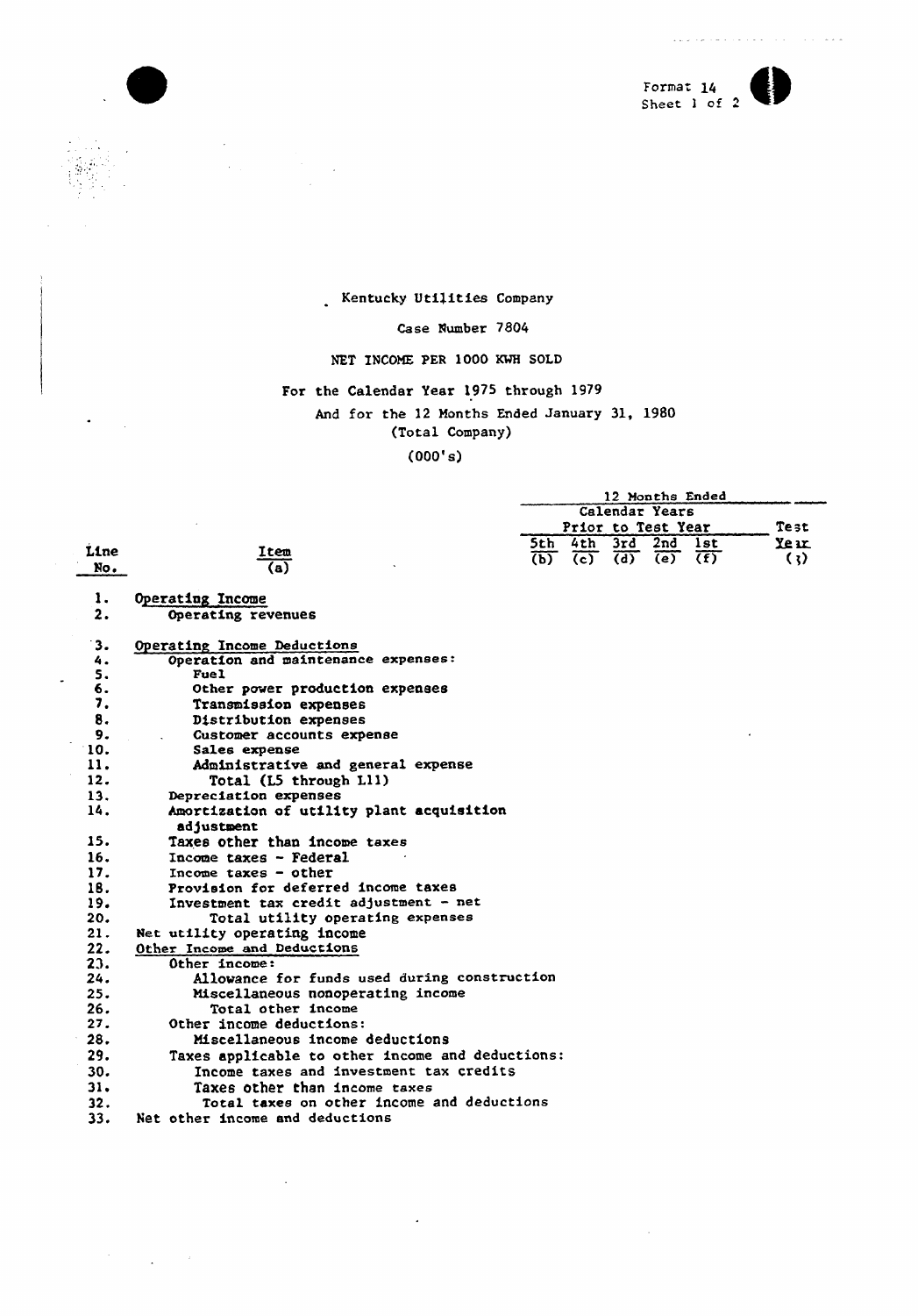Format 14
Sheet 1 of 2

Kentucky Utilities Company

Case Number 7804

NET INCOME PER 1000 KWH SOLD

For the Calendar Year 1975 through 1979

And for the 12 Months Ended January 31, 1980

(Total Company)

(000's)

| | | 12 Months Ended | | | | | |
|---|---|---|---|---|---|---|---|
| | | Calendar Years Prior to Test Year | | | | | Test Year |
| Line No. | Item (a) | 5th (b) | 4th (c) | 3rd (d) | 2nd (e) | 1st (f) | (g) |
| 1. | Operating Income | | | | | | |
| 2. | Operating revenues | | | | | | |
| 3. | Operating Income Deductions | | | | | | |
| 4. | Operation and maintenance expenses: | | | | | | |
| 5. | Fuel | | | | | | |
| 6. | Other power production expenses | | | | | | |
| 7. | Transmission expenses | | | | | | |
| 8. | Distribution expenses | | | | | | |
| 9. | Customer accounts expense | | | | | | |
| 10. | Sales expense | | | | | | |
| 11. | Administrative and general expense | | | | | | |
| 12. | Total (L5 through L11) | | | | | | |
| 13. | Depreciation expenses | | | | | | |
| 14. | Amortization of utility plant acquisition adjustment | | | | | | |
| 15. | Taxes other than income taxes | | | | | | |
| 16. | Income taxes - Federal | | | | | | |
| 17. | Income taxes - other | | | | | | |
| 18. | Provision for deferred income taxes | | | | | | |
| 19. | Investment tax credit adjustment - net | | | | | | |
| 20. | Total utility operating expenses | | | | | | |
| 21. | Net utility operating income | | | | | | |
| 22. | Other Income and Deductions | | | | | | |
| 23. | Other income: | | | | | | |
| 24. | Allowance for funds used during construction | | | | | | |
| 25. | Miscellaneous nonoperating income | | | | | | |
| 26. | Total other income | | | | | | |
| 27. | Other income deductions: | | | | | | |
| 28. | Miscellaneous income deductions | | | | | | |
| 29. | Taxes applicable to other income and deductions: | | | | | | |
| 30. | Income taxes and investment tax credits | | | | | | |
| 31. | Taxes other than income taxes | | | | | | |
| 32. | Total taxes on other income and deductions | | | | | | |
| 33. | Net other income and deductions | | | | | | |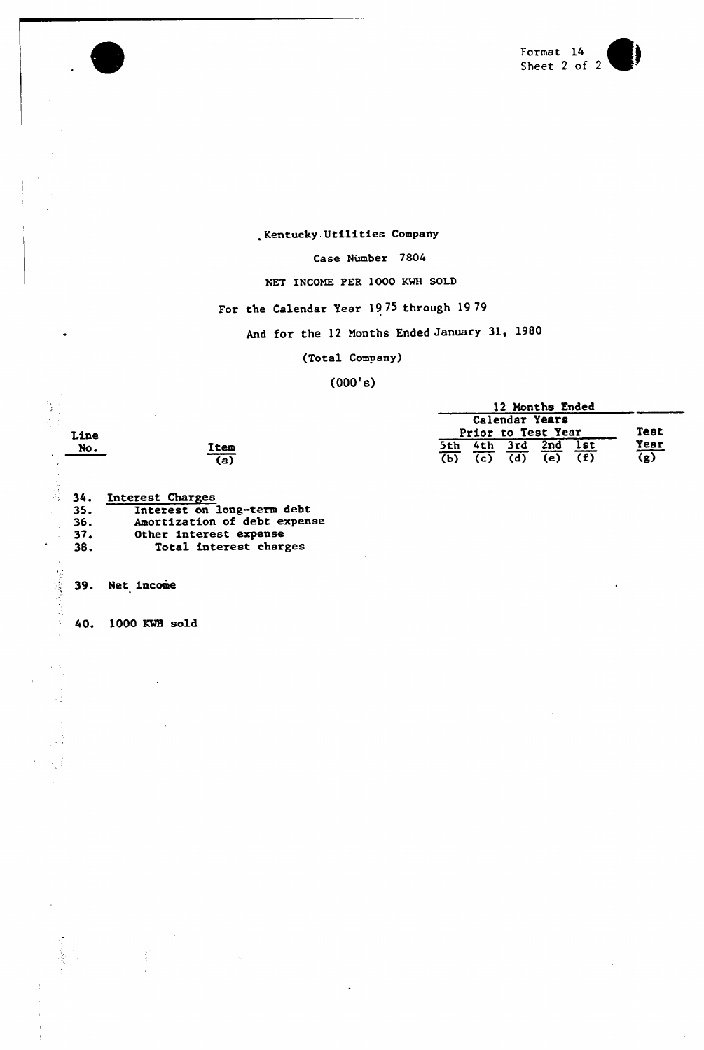Format 14
Sheet 2 of 2

Kentucky Utilities Company

Case Number 7804

NET INCOME PER 1000 KWH SOLD

For the Calendar Year 1975 through 1979

And for the 12 Months Ended January 31, 1980

(Total Company)

(000's)

| Line No. | Item (a) | 12 Months Ended Calendar Years Prior to Test Year 5th (b) | 4th (c) | 3rd (d) | 2nd (e) | 1st (f) | Test Year (g) |
|---|---|---|---|---|---|---|---|
| 34. | Interest Charges | | | | | | |
| 35. | Interest on long-term debt | | | | | | |
| 36. | Amortization of debt expense | | | | | | |
| 37. | Other interest expense | | | | | | |
| 38. | Total interest charges | | | | | | |
| 39. | Net income | | | | | | |
| 40. | 1000 KWH sold | | | | | | |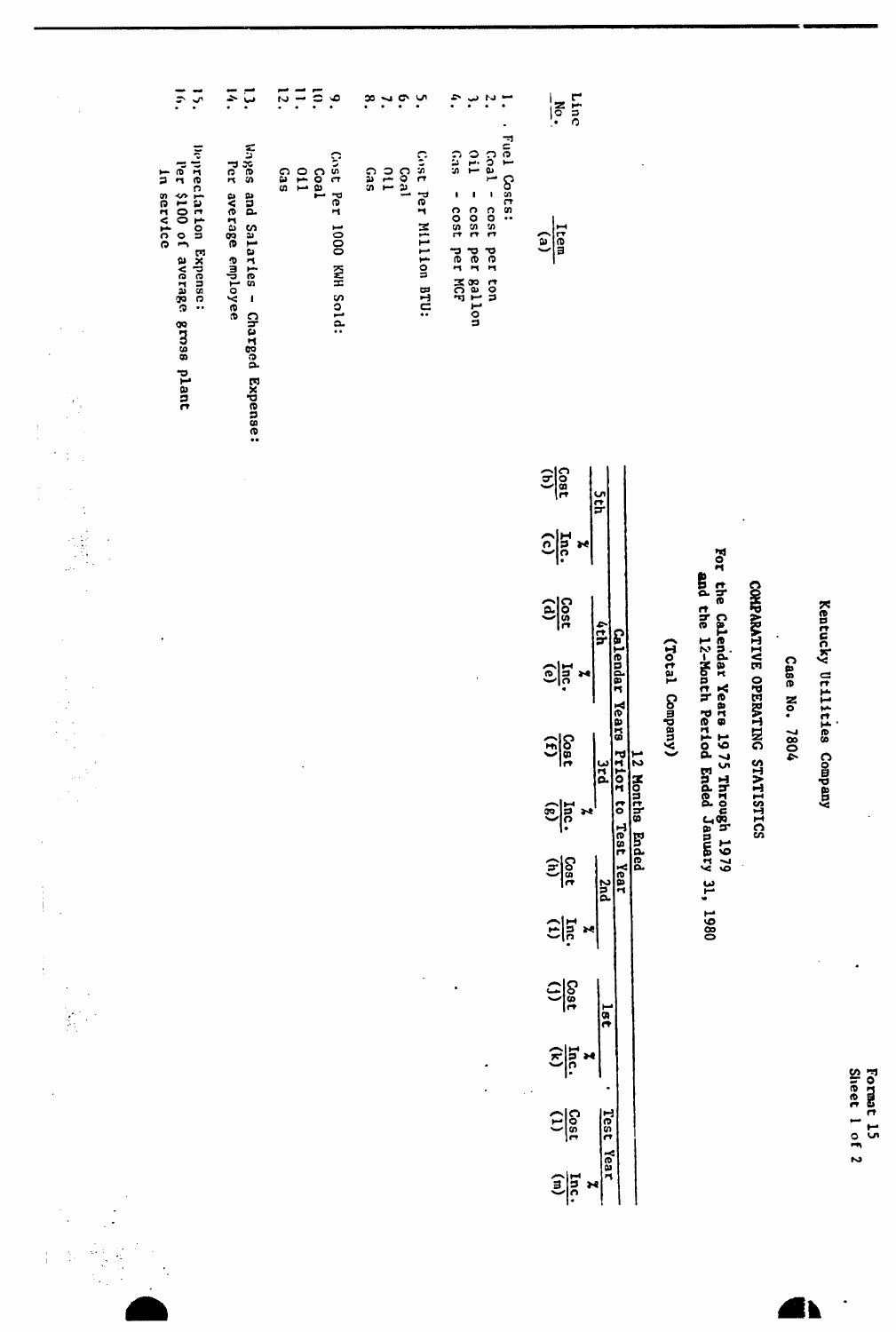Format 15
Sheet 1 of 2

Kentucky Utilities Company

Case No. 7804

COMPARATIVE OPERATING STATISTICS

For the Calendar Years 1975 Through 1979
and the 12-Month Period Ended January 31, 1980

(Total Company)

| Line No. | Item (a) | 12 Months Ended | | | | | | | | | | | |
|---|---|---|---|---|---|---|---|---|---|---|---|---|---|
| | | Calendar Years Prior to Test Year | | | | | | | | | | Test Year | |
| | | 5th | | 4th | | 3rd | | 2nd | | 1st | | | |
| | | Cost (b) | % Inc. (c) | Cost (d) | % Inc. (e) | Cost (f) | % Inc. (g) | Cost (h) | % Inc. (i) | Cost (j) | % Inc. (k) | Cost (l) | % Inc. (m) |
| 1. | Fuel Costs: | | | | | | | | | | | | |
| 2. | Coal - cost per ton | | | | | | | | | | | | |
| 3. | Oil - cost per gallon | | | | | | | | | | | | |
| 4. | Gas - cost per MCF | | | | | | | | | | | | |
| 5. | Cost Per Million BTU: | | | | | | | | | | | | |
| 6. | Coal | | | | | | | | | | | | |
| 7. | Oil | | | | | | | | | | | | |
| 8. | Gas | | | | | | | | | | | | |
| 9. | Cost Per 1000 KWH Sold: | | | | | | | | | | | | |
| 10. | Coal | | | | | | | | | | | | |
| 11. | Oil | | | | | | | | | | | | |
| 12. | Gas | | | | | | | | | | | | |
| 13. | Wages and Salaries - Charged Expense: | | | | | | | | | | | | |
| 14. | Per average employee | | | | | | | | | | | | |
| 15. | Depreciation Expense: | | | | | | | | | | | | |
| 16. | Per $100 of average gross plant in service | | | | | | | | | | | | |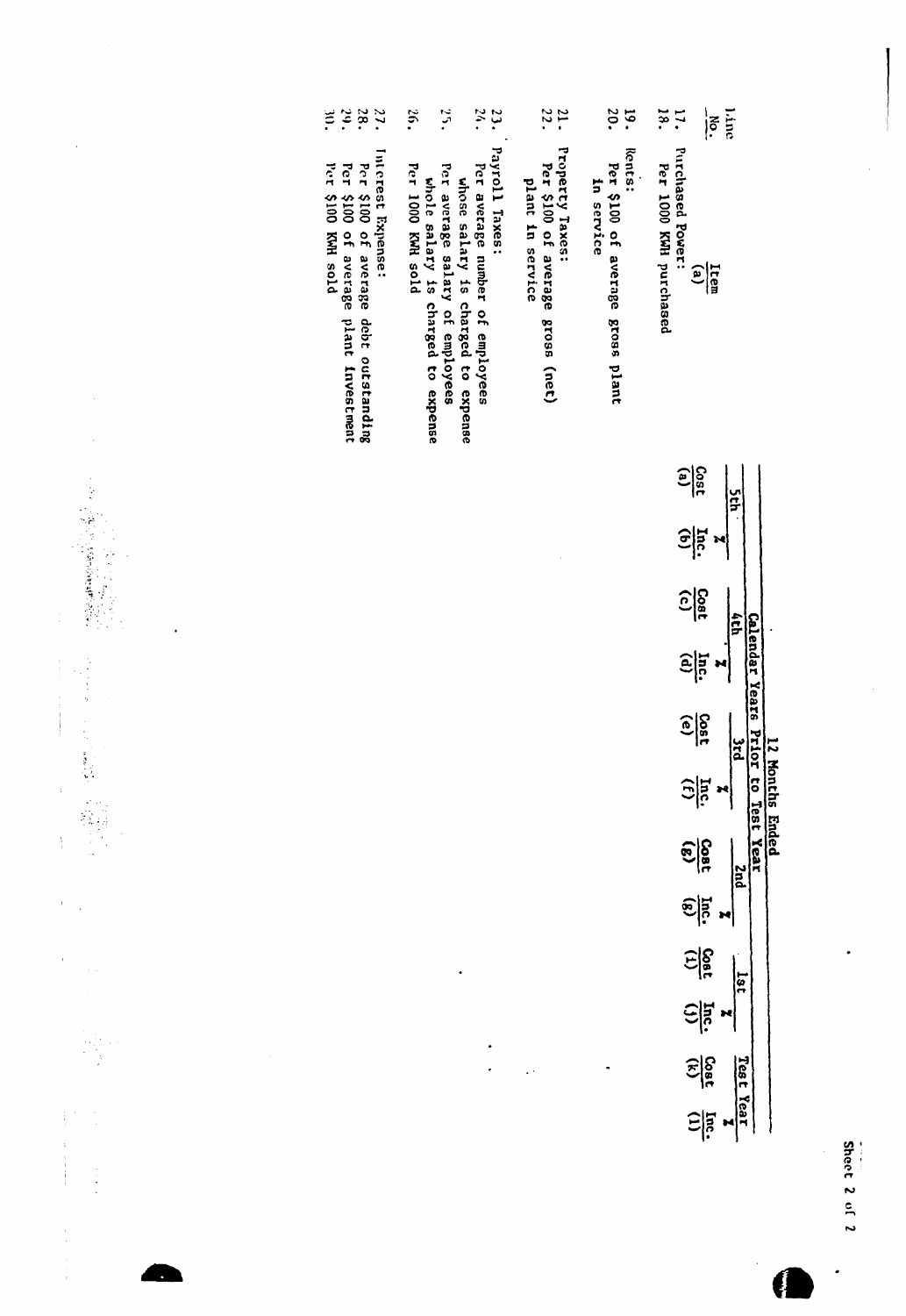| Line No. | Item (a) | 12 Months Ended | | | | | | | | | | | |
|---|---|---|---|---|---|---|---|---|---|---|---|---|---|
| | | Calendar Years Prior to Test Year | | | | | | | | | | Test Year | |
| | | 5th | | 4th | | 3rd | | 2nd | | 1st | | | |
| | | Cost (a) | % Inc. (b) | Cost (c) | % Inc. (d) | Cost (e) | % Inc. (f) | Cost (g) | % Inc. (g) | Cost (i) | % Inc. (j) | Cost (k) | % Inc. (l) |
| 17. | Purchased Power: | | | | | | | | | | | | |
| 18. | Per 1000 KWH purchased | | | | | | | | | | | | |
| 19. | Rents: | | | | | | | | | | | | |
| 20. | Per $100 of average gross plant in service | | | | | | | | | | | | |
| 21. | Property Taxes: | | | | | | | | | | | | |
| 22. | Per $100 of average gross (net) plant in service | | | | | | | | | | | | |
| 23. | Payroll Taxes: | | | | | | | | | | | | |
| 24. | Per average number of employees whose salary is charged to expense | | | | | | | | | | | | |
| 25. | Per average salary of employees whole salary is charged to expense | | | | | | | | | | | | |
| 26. | Per 1000 KWH sold | | | | | | | | | | | | |
| 27. | Interest Expense: | | | | | | | | | | | | |
| 28. | Per $100 of average debt outstanding | | | | | | | | | | | | |
| 29. | Per $100 of average plant investment | | | | | | | | | | | | |
| 30. | Per $100 KWH sold | | | | | | | | | | | | |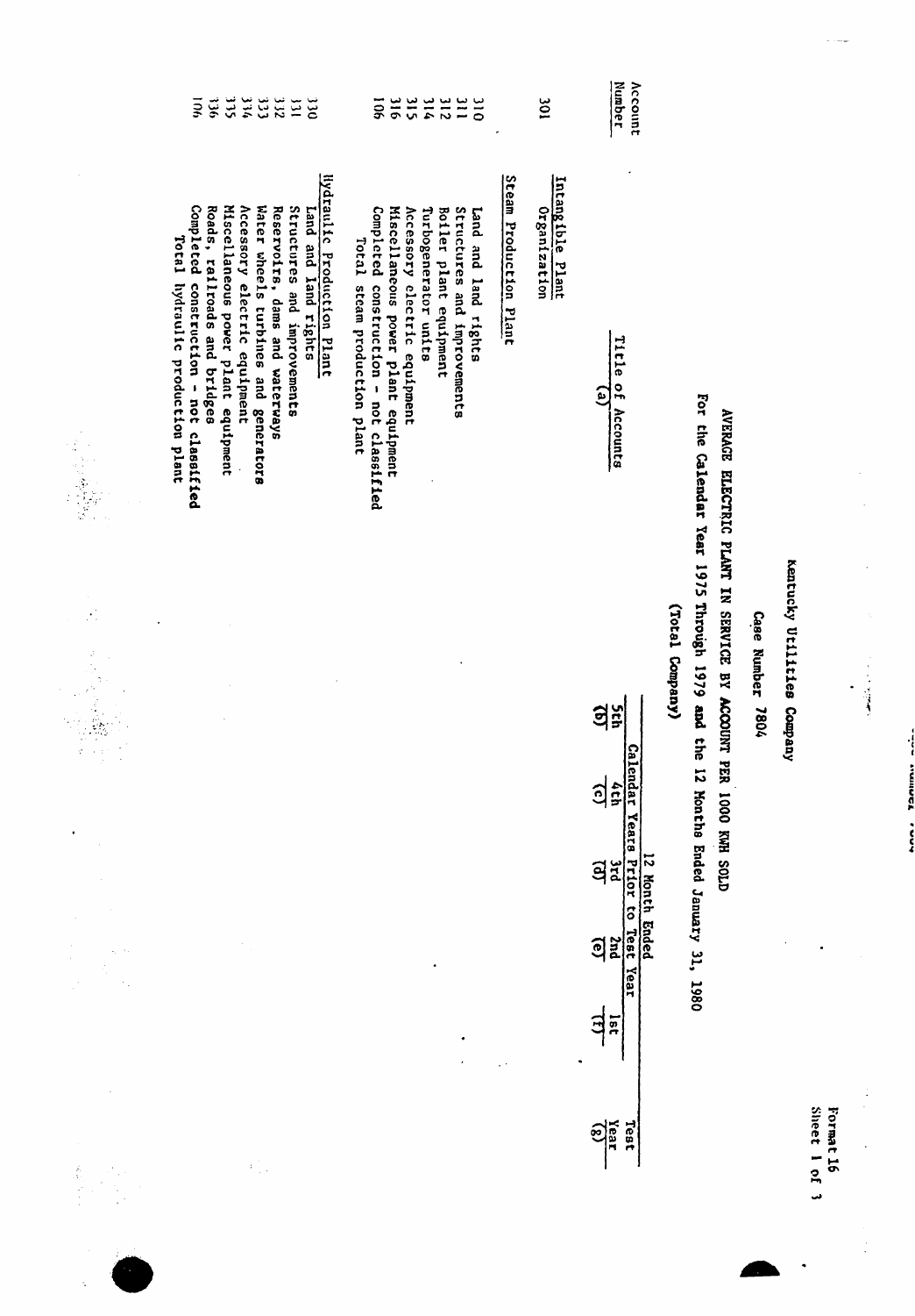Format 16
Sheet 1 of 3

Kentucky Utilities Company

Case Number 7804

AVERAGE ELECTRIC PLANT IN SERVICE BY ACCOUNT PER 1000 KWH SOLD

For the Calendar Year 1975 Through 1979 and the 12 Months Ended January 31, 1980

(Total Company)

| Account Number | Title of Accounts (a) | 5th (b) | 4th (c) | 3rd (d) | 2nd (e) | 1st (f) | Test Year (g) |
|---|---|---|---|---|---|---|---|
| | | Calendar Years Prior to Test Year | | | | | 12 Month Ended |
| | **Intangible Plant** | | | | | | |
| 301 | Organization | | | | | | |
| | **Steam Production Plant** | | | | | | |
| 310 | Land and land rights | | | | | | |
| 311 | Structures and improvements | | | | | | |
| 312 | Boiler plant equipment | | | | | | |
| 314 | Turbogenerator units | | | | | | |
| 315 | Accessory electric equipment | | | | | | |
| 316 | Miscellaneous power plant equipment | | | | | | |
| 106 | Completed construction - not classified | | | | | | |
| | Total steam production plant | | | | | | |
| | **Hydraulic Production Plant** | | | | | | |
| 330 | Land and land rights | | | | | | |
| 331 | Structures and improvements | | | | | | |
| 332 | Reservoirs, dams and waterways | | | | | | |
| 333 | Water wheels turbines and generators | | | | | | |
| 334 | Accessory electric equipment | | | | | | |
| 335 | Miscellaneous power plant equipment | | | | | | |
| 336 | Roads, railroads and bridges | | | | | | |
| 106 | Completed construction - not classified | | | | | | |
| | Total hydraulic production plant | | | | | | |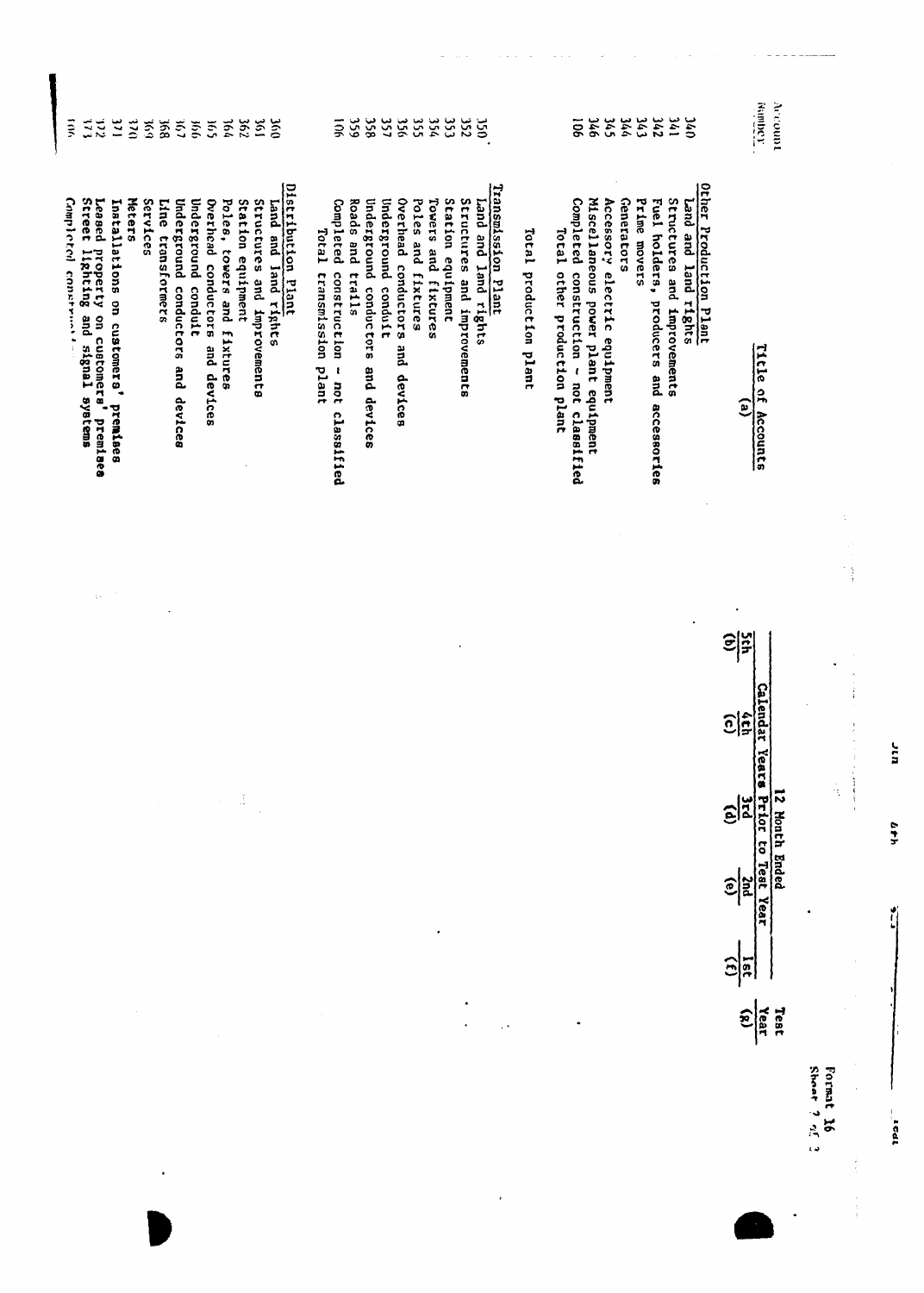Format 16
Sheet 2 of 2

| Account Number | Title of Accounts (a) | 12 Month Ended | | | | | |
|---|---|---|---|---|---|---|---|
| | | Calendar Years Prior to Test Year | | | | | Test Year |
| | | 5th (b) | 4th (c) | 3rd (d) | 2nd (e) | 1st (f) | (g) |
| | **Other Production Plant** | | | | | | |
| 340 | Land and land rights | | | | | | |
| 341 | Structures and improvements | | | | | | |
| 342 | Fuel holders, producers and accessories | | | | | | |
| 343 | Prime movers | | | | | | |
| 344 | Generators | | | | | | |
| 345 | Accessory electric equipment | | | | | | |
| 346 | Miscellaneous power plant equipment | | | | | | |
| 106 | Completed construction - not classified | | | | | | |
| | Total other production plant | | | | | | |
| | Total production plant | | | | | | |
| | **Transmission Plant** | | | | | | |
| 350 | Land and land rights | | | | | | |
| 352 | Structures and improvements | | | | | | |
| 353 | Station equipment | | | | | | |
| 354 | Towers and fixtures | | | | | | |
| 355 | Poles and fixtures | | | | | | |
| 356 | Overhead conductors and devices | | | | | | |
| 357 | Underground conduit | | | | | | |
| 358 | Underground conductors and devices | | | | | | |
| 359 | Roads and trails | | | | | | |
| 106 | Completed construction - not classified | | | | | | |
| | Total transmission plant | | | | | | |
| | **Distribution Plant** | | | | | | |
| 360 | Land and land rights | | | | | | |
| 361 | Structures and improvements | | | | | | |
| 362 | Station equipment | | | | | | |
| 364 | Poles, towers and fixtures | | | | | | |
| 365 | Overhead conductors and devices | | | | | | |
| 366 | Underground conduit | | | | | | |
| 367 | Underground conductors and devices | | | | | | |
| 368 | Line transformers | | | | | | |
| 369 | Services | | | | | | |
| 370 | Meters | | | | | | |
| 371 | Installations on customers' premises | | | | | | |
| 372 | Leased property on customers' premises | | | | | | |
| 373 | Street lighting and signal systems | | | | | | |
| 106 | Completed construc... | | | | | | |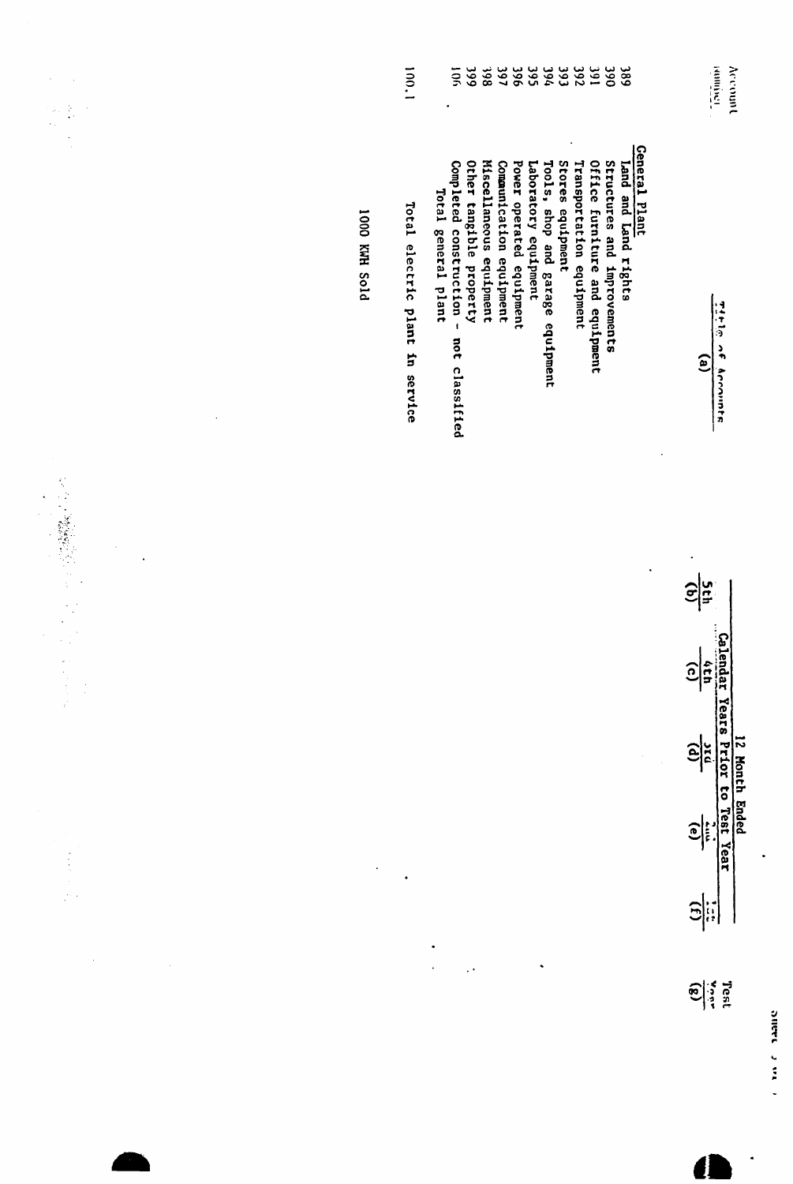| Account Number | Title of Accounts (a) | 12 Month Ended Calendar Years Prior to Test Year 5th (b) | 4th (c) | 3rd (d) | 2nd (e) | 1st (f) | Test Year (g) |
| --- | --- | --- | --- | --- | --- | --- | --- |
| | **General Plant** | | | | | | |
| 389 | Land and land rights | | | | | | |
| 390 | Structures and improvements | | | | | | |
| 391 | Office furniture and equipment | | | | | | |
| 392 | Transportation equipment | | | | | | |
| 393 | Stores equipment | | | | | | |
| 394 | Tools, shop and garage equipment | | | | | | |
| 395 | Laboratory equipment | | | | | | |
| 396 | Power operated equipment | | | | | | |
| 397 | Communication equipment | | | | | | |
| 398 | Miscellaneous equipment | | | | | | |
| 399 | Other tangible property | | | | | | |
| 106 | Completed construction - not classified | | | | | | |
| | Total general plant | | | | | | |
| 100.1 | Total electric plant in service | | | | | | |
| | 1000 KWH Sold | | | | | | |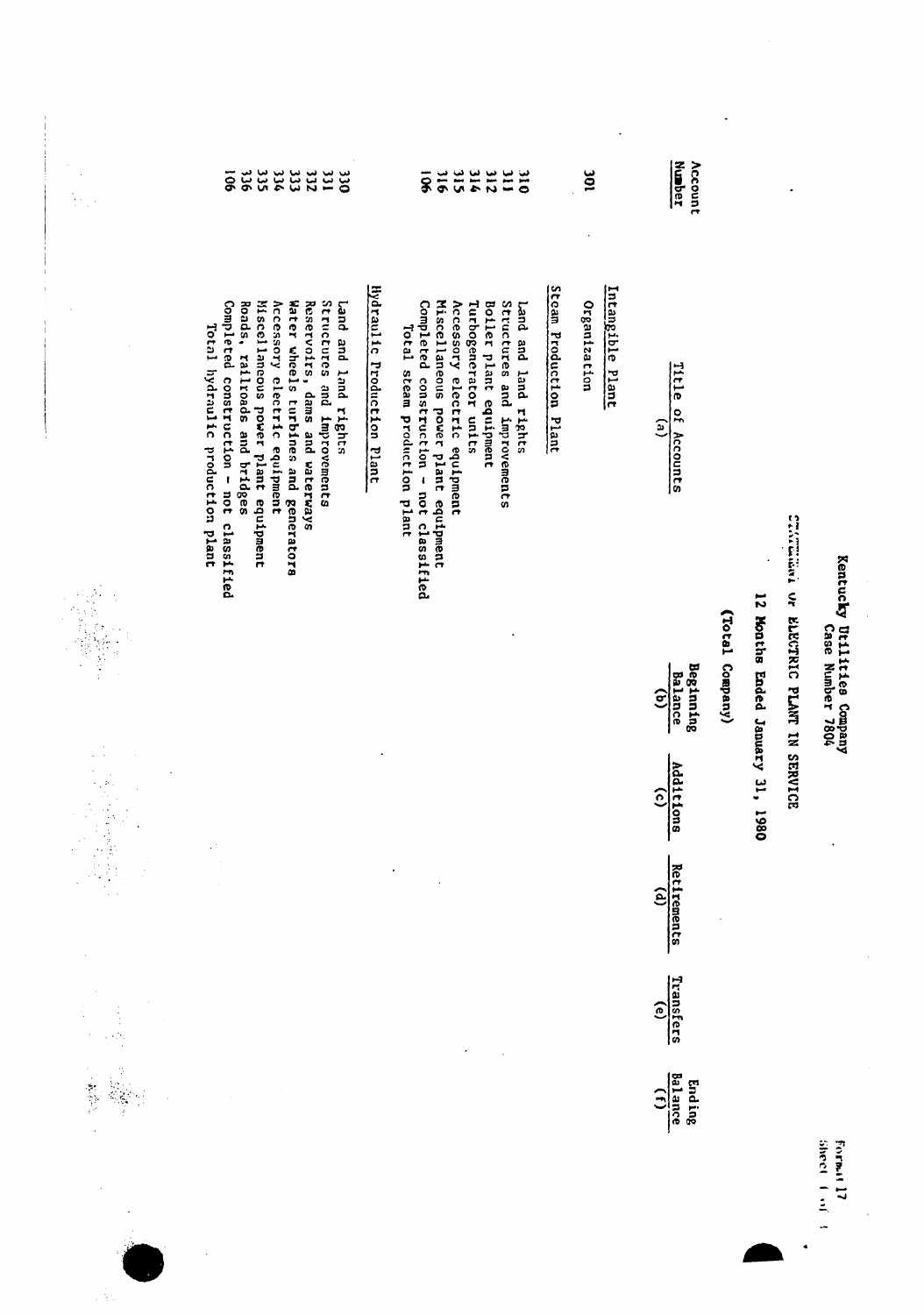Format 17
Sheet 1 of 4

# Kentucky Utilities Company
Case Number 7804

## STATEMENT OF ELECTRIC PLANT IN SERVICE

12 Months Ended January 31, 1980

(Total Company)

| Account Number | Title of Accounts (a) | Beginning Balance (b) | Additions (c) | Retirements (d) | Transfers (e) | Ending Balance (f) |
|---|---|---|---|---|---|---|
| | **Intangible Plant** | | | | | |
| 301 | Organization | | | | | |
| | **Steam Production Plant** | | | | | |
| 310 | Land and land rights | | | | | |
| 311 | Structures and improvements | | | | | |
| 312 | Boiler plant equipment | | | | | |
| 314 | Turbogenerator units | | | | | |
| 315 | Accessory electric equipment | | | | | |
| 316 | Miscellaneous power plant equipment | | | | | |
| 106 | Completed construction - not classified | | | | | |
| | Total steam production plant | | | | | |
| | **Hydraulic Production Plant** | | | | | |
| 330 | Land and land rights | | | | | |
| 331 | Structures and improvements | | | | | |
| 332 | Reservoirs, dams and waterways | | | | | |
| 333 | Water wheels turbines and generators | | | | | |
| 334 | Accessory electric equipment | | | | | |
| 335 | Miscellaneous power plant equipment | | | | | |
| 336 | Roads, railroads and bridges | | | | | |
| 106 | Completed construction - not classified | | | | | |
| | Total hydraulic production plant | | | | | |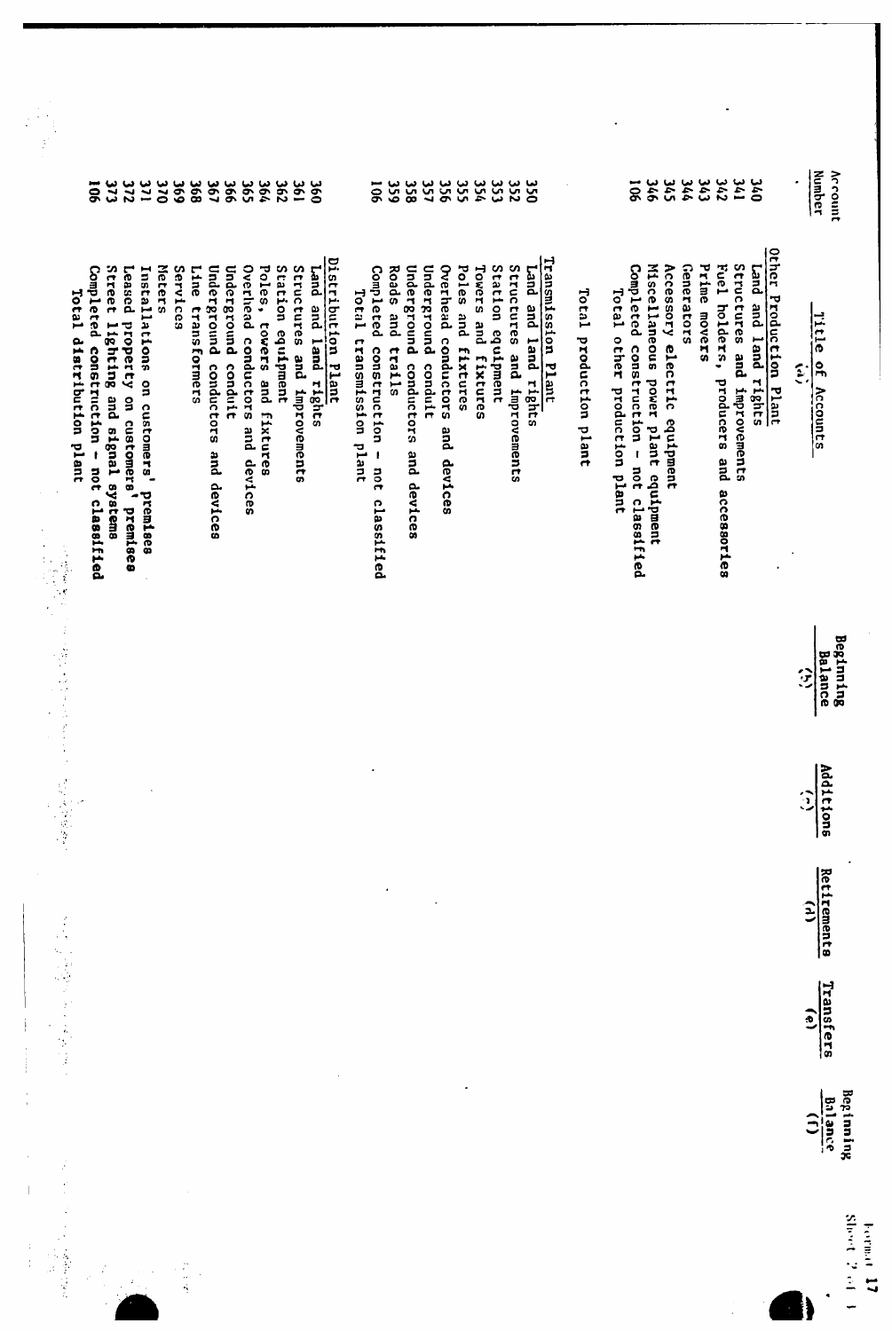| Account Number | Title of Accounts (a) | Beginning Balance (b) | Additions (c) | Retirements (d) | Transfers (e) | Beginning Balance (f) |
|---|---|---|---|---|---|---|
| | Other Production Plant | | | | | |
| 340 | Land and land rights | | | | | |
| 341 | Structures and improvements | | | | | |
| 342 | Fuel holders, producers and accessories | | | | | |
| 343 | Prime movers | | | | | |
| 344 | Generators | | | | | |
| 345 | Accessory electric equipment | | | | | |
| 346 | Miscellaneous power plant equipment | | | | | |
| 106 | Completed construction - not classified | | | | | |
| | Total other production plant | | | | | |
| | Total production plant | | | | | |
| | Transmission Plant | | | | | |
| 350 | Land and land rights | | | | | |
| 352 | Structures and improvements | | | | | |
| 353 | Station equipment | | | | | |
| 354 | Towers and fixtures | | | | | |
| 355 | Poles and fixtures | | | | | |
| 356 | Overhead conductors and devices | | | | | |
| 357 | Underground conduit | | | | | |
| 358 | Underground conductors and devices | | | | | |
| 359 | Roads and trails | | | | | |
| 106 | Completed construction - not classified | | | | | |
| | Total transmission plant | | | | | |
| | Distribution Plant | | | | | |
| 360 | Land and land rights | | | | | |
| 361 | Structures and improvements | | | | | |
| 362 | Station equipment | | | | | |
| 364 | Poles, towers and fixtures | | | | | |
| 365 | Overhead conductors and devices | | | | | |
| 366 | Underground conduit | | | | | |
| 367 | Underground conductors and devices | | | | | |
| 368 | Line transformers | | | | | |
| 369 | Services | | | | | |
| 370 | Meters | | | | | |
| 371 | Installations on customers' premises | | | | | |
| 372 | Leased property on customers' premises | | | | | |
| 373 | Street lighting and signal systems | | | | | |
| 106 | Completed construction - not classified | | | | | |
| | Total distribution plant | | | | | |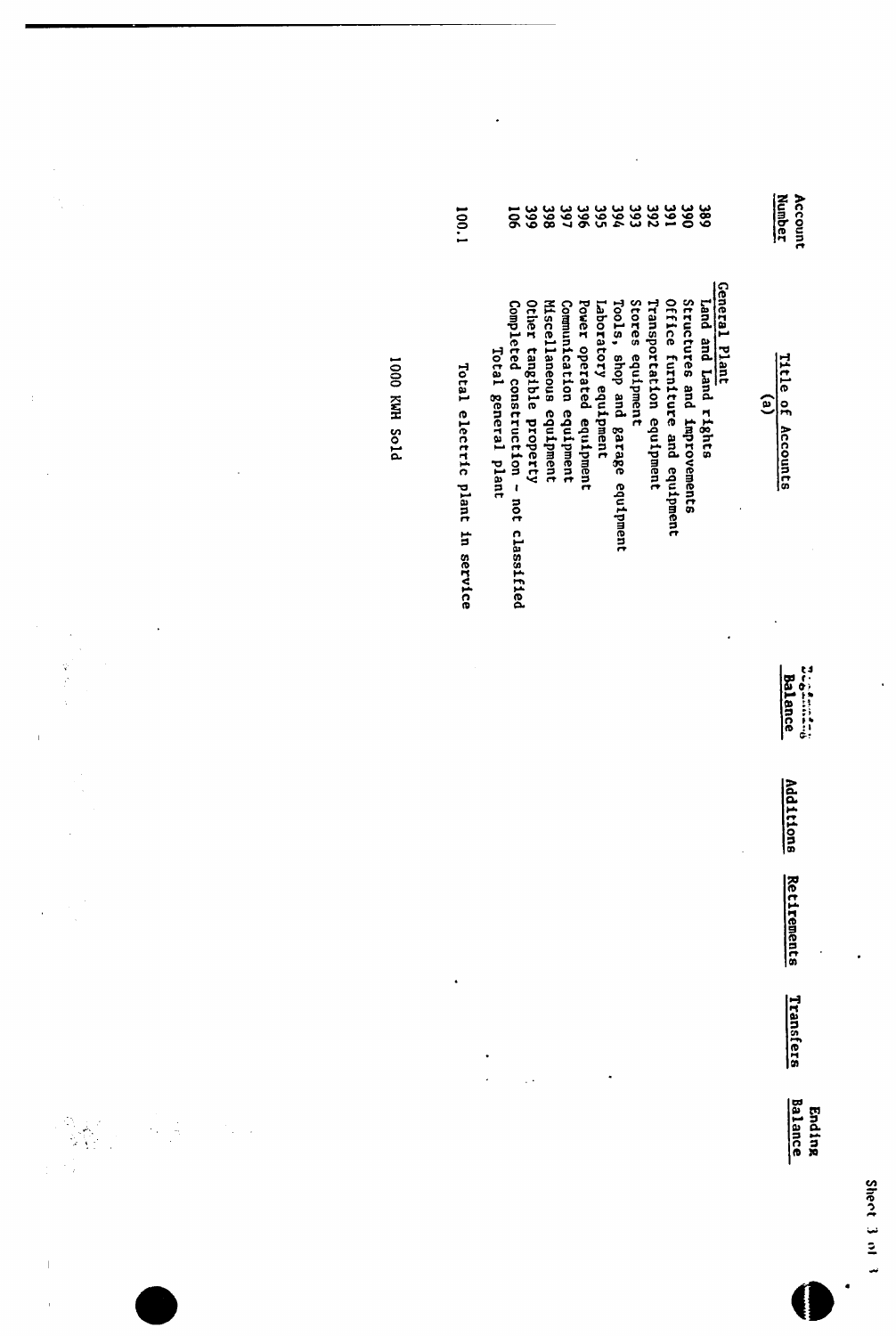| Account Number | Title of Accounts (a) | Beginning Balance | Additions | Retirements | Transfers | Ending Balance |
|---|---|---|---|---|---|---|
| | General Plant | | | | | |
| 389 | Land and land rights | | | | | |
| 390 | Structures and improvements | | | | | |
| 391 | Office furniture and equipment | | | | | |
| 392 | Transportation equipment | | | | | |
| 393 | Stores equipment | | | | | |
| 394 | Tools, shop and garage equipment | | | | | |
| 395 | Laboratory equipment | | | | | |
| 396 | Power operated equipment | | | | | |
| 397 | Communication equipment | | | | | |
| 398 | Miscellaneous equipment | | | | | |
| 399 | Other tangible property | | | | | |
| 106 | Completed construction - not classified | | | | | |
| | Total general plant | | | | | |
| 100.1 | Total electric plant in service | | | | | |
| | 1000 KWH Sold | | | | | |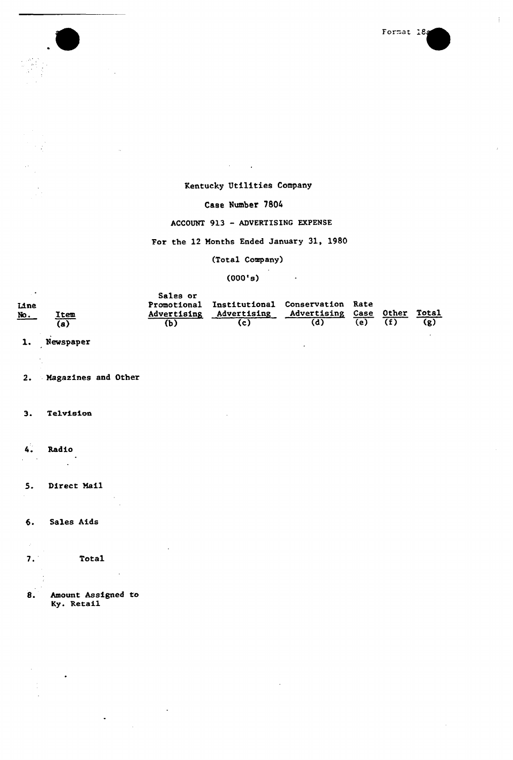Format 18a

Kentucky Utilities Company

Case Number 7804

ACCOUNT 913 - ADVERTISING EXPENSE

For the 12 Months Ended January 31, 1980

(Total Company)

(000's)

| Line No. | Item (a) | Sales or Promotional Advertising (b) | Institutional Advertising (c) | Conservation Advertising (d) | Rate Case (e) | Other (f) | Total (g) |
|---|---|---|---|---|---|---|---|
| 1. | Newspaper | | | | | | |
| 2. | Magazines and Other | | | | | | |
| 3. | Telvision | | | | | | |
| 4. | Radio | | | | | | |
| 5. | Direct Mail | | | | | | |
| 6. | Sales Aids | | | | | | |
| 7. | Total | | | | | | |
| 8. | Amount Assigned to Ky. Retail | | | | | | |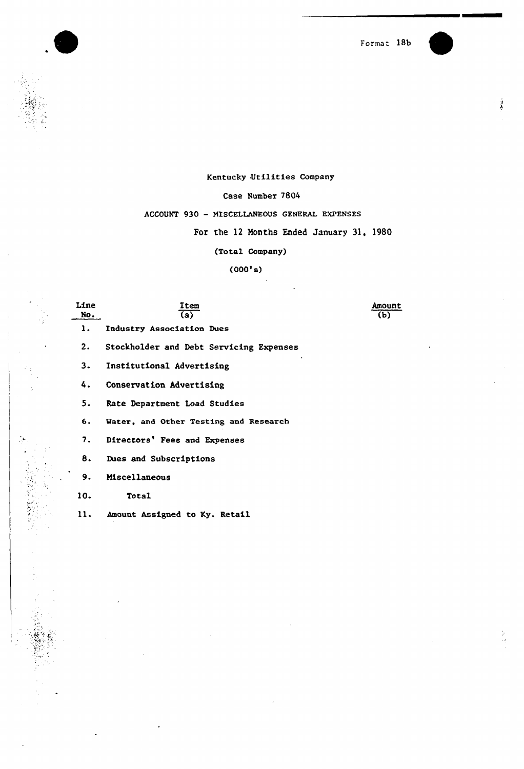Format 18b

Kentucky Utilities Company

Case Number 7804

ACCOUNT 930 - MISCELLANEOUS GENERAL EXPENSES

For the 12 Months Ended January 31, 1980

(Total Company)

(000's)

| Line No. | Item (a) | Amount (b) |
|---|---|---|
| 1. | Industry Association Dues | |
| 2. | Stockholder and Debt Servicing Expenses | |
| 3. | Institutional Advertising | |
| 4. | Conservation Advertising | |
| 5. | Rate Department Load Studies | |
| 6. | Water, and Other Testing and Research | |
| 7. | Directors' Fees and Expenses | |
| 8. | Dues and Subscriptions | |
| 9. | Miscellaneous | |
| 10. | Total | |
| 11. | Amount Assigned to Ky. Retail | |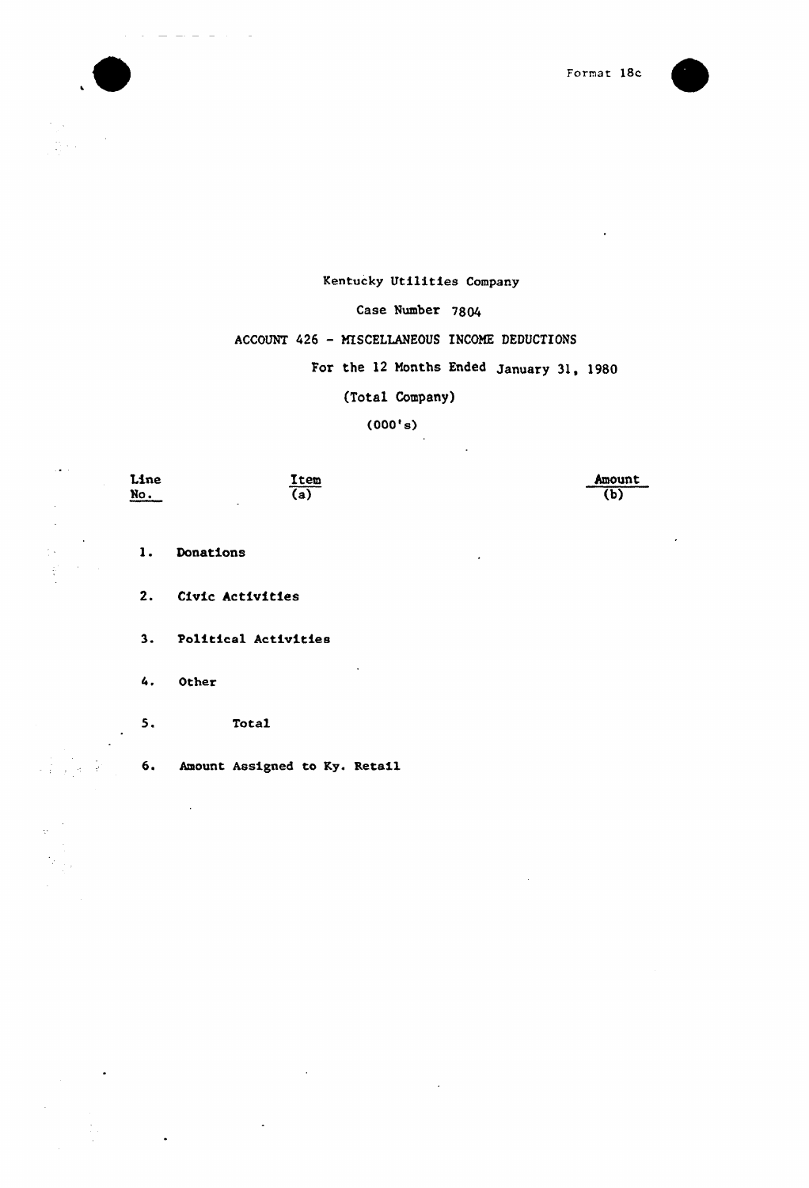Format 18c

Kentucky Utilities Company

Case Number 7804

ACCOUNT 426 - MISCELLANEOUS INCOME DEDUCTIONS

For the 12 Months Ended January 31, 1980

(Total Company)

(000's)

| Line No. | Item (a) | Amount (b) |
|---|---|---|
| 1. | Donations | |
| 2. | Civic Activities | |
| 3. | Political Activities | |
| 4. | Other | |
| 5. | Total | |
| 6. | Amount Assigned to Ky. Retail | |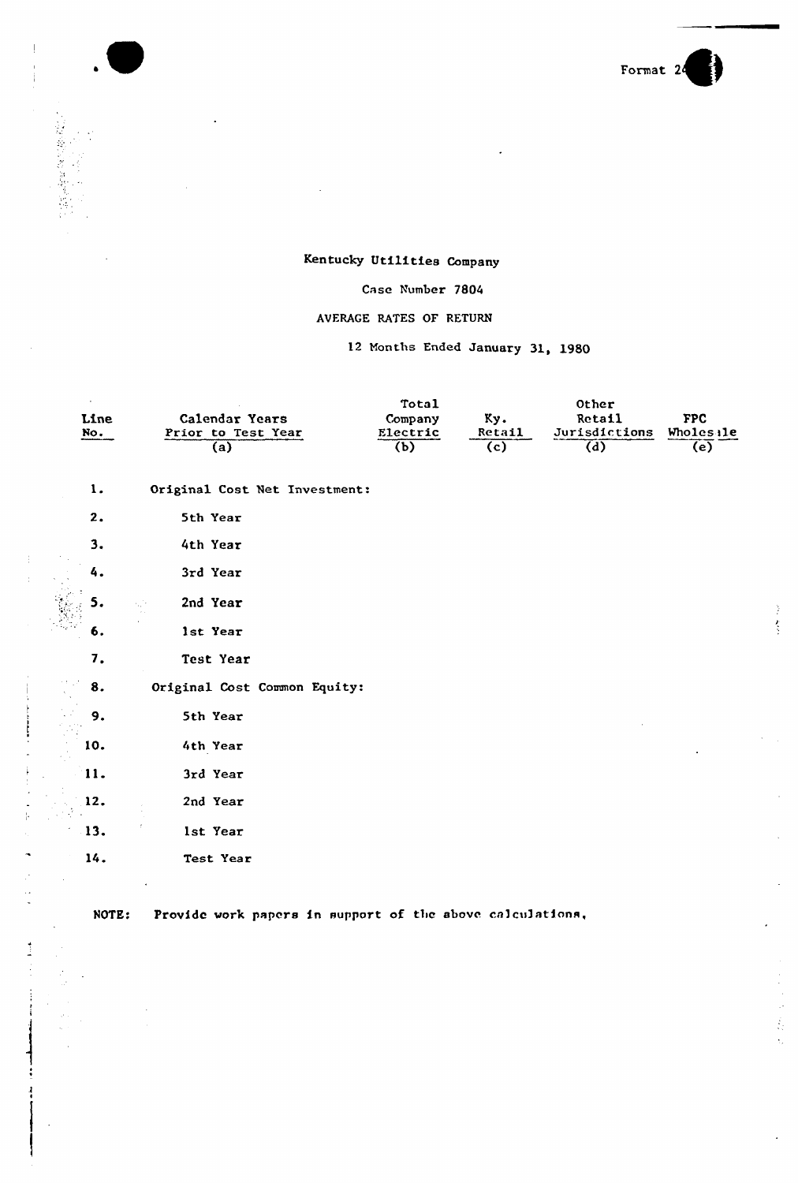Format 24

Kentucky Utilities Company

Case Number 7804

AVERAGE RATES OF RETURN

12 Months Ended January 31, 1980

| Line No. | Calendar Years Prior to Test Year (a) | Total Company Electric (b) | Ky. Retail (c) | Other Retail Jurisdictions (d) | FPC Wholesale (e) |
|---|---|---|---|---|---|
| 1. | Original Cost Net Investment: | | | | |
| 2. | 5th Year | | | | |
| 3. | 4th Year | | | | |
| 4. | 3rd Year | | | | |
| 5. | 2nd Year | | | | |
| 6. | 1st Year | | | | |
| 7. | Test Year | | | | |
| 8. | Original Cost Common Equity: | | | | |
| 9. | 5th Year | | | | |
| 10. | 4th Year | | | | |
| 11. | 3rd Year | | | | |
| 12. | 2nd Year | | | | |
| 13. | 1st Year | | | | |
| 14. | Test Year | | | | |

NOTE: Provide work papers in support of the above calculations.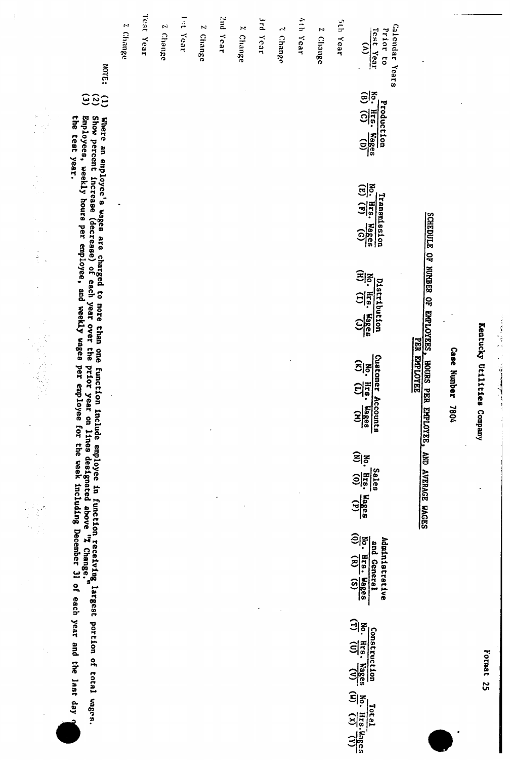Format 25

Kentucky Utilities Company

Case Number 7804

## SCHEDULE OF NUMBER OF EMPLOYEES, HOURS PER EMPLOYEE, AND AVERAGE WAGES PER EMPLOYEE

| Calendar Years Prior to Test Year | Production | | | Transmission | | | Distribution | | | Customer Accounts | | | Sales | | | Administrative and General | | | Construction | | | Total | | |
|---|---|---|---|---|---|---|---|---|---|---|---|---|---|---|---|---|---|---|---|---|---|---|---|---|
| | No. | Hrs. | Wages | No. | Hrs. | Wages | No. | Hrs. | Wages | No. | Hrs. | Wages | No. | Hrs. | Wages | No. | Hrs. | Wages | No. | Hrs. | Wages | No. | Hrs. | Wages |
| (A) | (B) | (C) | (D) | (E) | (F) | (G) | (H) | (I) | (J) | (K) | (L) | (M) | (N) | (O) | (P) | (Q) | (R) | (S) | (T) | (U) | (V) | (W) | (X) | (Y) |
| 5th Year | | | | | | | | | | | | | | | | | | | | | | | | |
| % Change | | | | | | | | | | | | | | | | | | | | | | | | |
| 4th Year | | | | | | | | | | | | | | | | | | | | | | | | |
| % Change | | | | | | | | | | | | | | | | | | | | | | | | |
| 3rd Year | | | | | | | | | | | | | | | | | | | | | | | | |
| % Change | | | | | | | | | | | | | | | | | | | | | | | | |
| 2nd Year | | | | | | | | | | | | | | | | | | | | | | | | |
| % Change | | | | | | | | | | | | | | | | | | | | | | | | |
| 1st Year | | | | | | | | | | | | | | | | | | | | | | | | |
| % Change | | | | | | | | | | | | | | | | | | | | | | | | |
| Test Year | | | | | | | | | | | | | | | | | | | | | | | | |
| % Change | | | | | | | | | | | | | | | | | | | | | | | | |

NOTE: (1) Where an employee's wages are charged to more than one function include employee in function receiving largest portion of total wages.
(2) Show percent increase (decrease) of each year over the prior year on lines designated above "% Change."
(3) Employees, weekly hours per employee, and weekly wages per employee for the week including December 31 of each year and the last day of the test year.